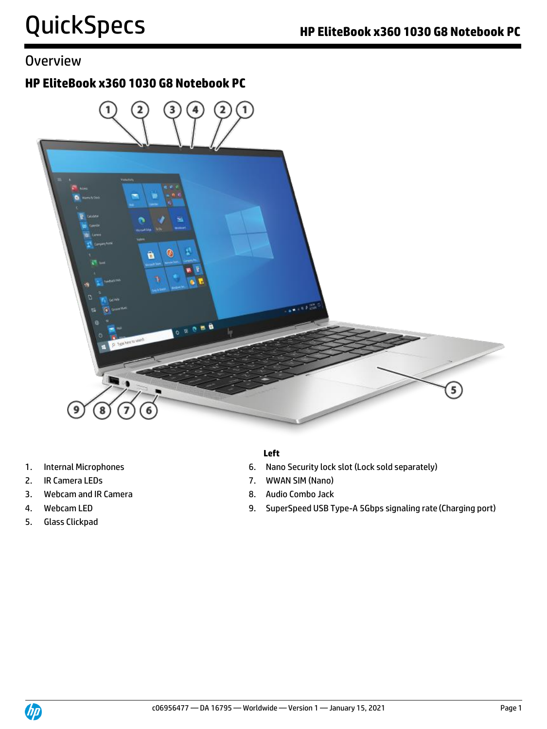# QuickSpecs

## Overview

### HP EliteBook x360 1030 G8 Notebook PC

1. Internal Microphones
2. IR Camera LEDs
3. Webcam and IR Camera
4. Webcam LED
5. Glass Clickpad

**Left**

6. Nano Security lock slot (Lock sold separately)
7. WWAN SIM (Nano)
8. Audio Combo Jack
9. SuperSpeed USB Type-A 5Gbps signaling rate (Charging port)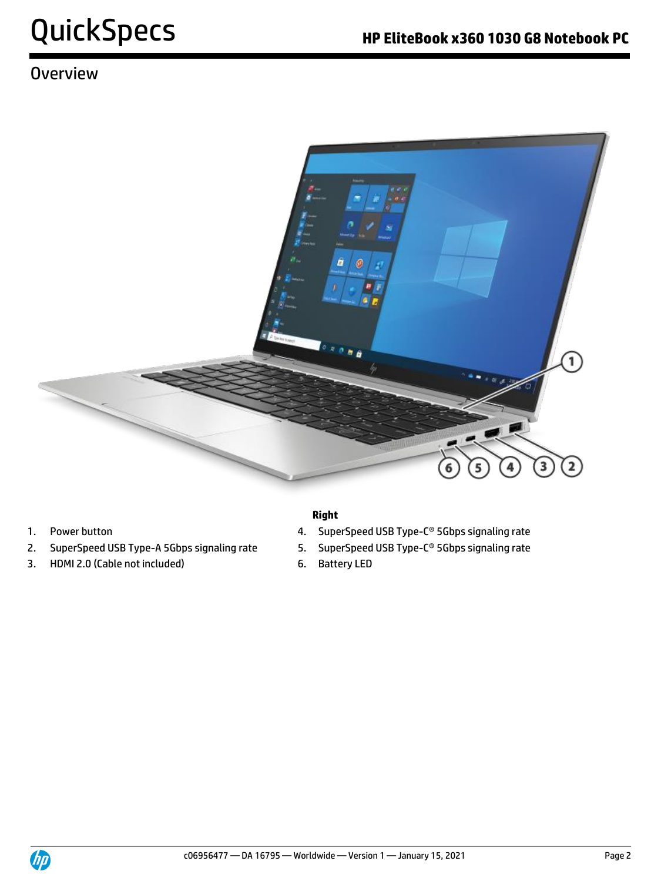## Overview

**Right**

1. Power button
2. SuperSpeed USB Type-A 5Gbps signaling rate
3. HDMI 2.0 (Cable not included)
4. SuperSpeed USB Type-C® 5Gbps signaling rate
5. SuperSpeed USB Type-C® 5Gbps signaling rate
6. Battery LED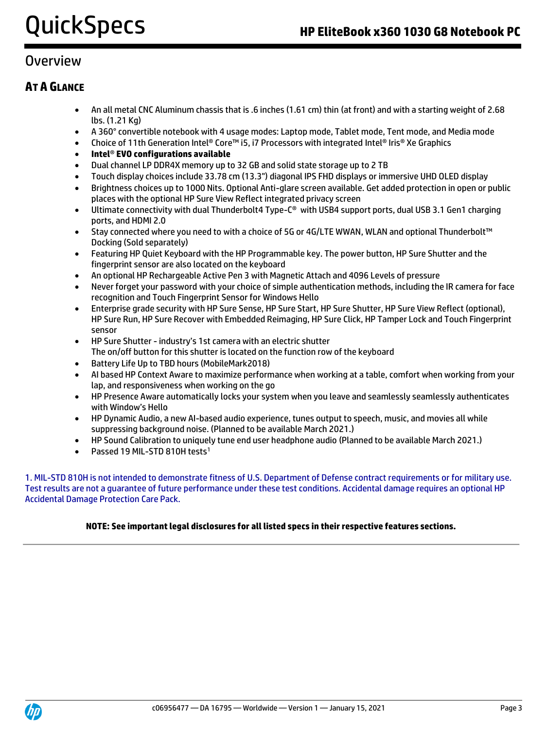## Overview

### AT A GLANCE

- An all metal CNC Aluminum chassis that is .6 inches (1.61 cm) thin (at front) and with a starting weight of 2.68 lbs. (1.21 Kg)
- A 360° convertible notebook with 4 usage modes: Laptop mode, Tablet mode, Tent mode, and Media mode
- Choice of 11th Generation Intel® Core™ i5, i7 Processors with integrated Intel® Iris® Xe Graphics
- **Intel® EVO configurations available**
- Dual channel LP DDR4X memory up to 32 GB and solid state storage up to 2 TB
- Touch display choices include 33.78 cm (13.3") diagonal IPS FHD displays or immersive UHD OLED display
- Brightness choices up to 1000 Nits. Optional Anti-glare screen available. Get added protection in open or public places with the optional HP Sure View Reflect integrated privacy screen
- Ultimate connectivity with dual Thunderbolt4 Type-C® with USB4 support ports, dual USB 3.1 Gen1 charging ports, and HDMI 2.0
- Stay connected where you need to with a choice of 5G or 4G/LTE WWAN, WLAN and optional Thunderbolt™ Docking (Sold separately)
- Featuring HP Quiet Keyboard with the HP Programmable key. The power button, HP Sure Shutter and the fingerprint sensor are also located on the keyboard
- An optional HP Rechargeable Active Pen 3 with Magnetic Attach and 4096 Levels of pressure
- Never forget your password with your choice of simple authentication methods, including the IR camera for face recognition and Touch Fingerprint Sensor for Windows Hello
- Enterprise grade security with HP Sure Sense, HP Sure Start, HP Sure Shutter, HP Sure View Reflect (optional), HP Sure Run, HP Sure Recover with Embedded Reimaging, HP Sure Click, HP Tamper Lock and Touch Fingerprint sensor
- HP Sure Shutter - industry's 1st camera with an electric shutter
  The on/off button for this shutter is located on the function row of the keyboard
- Battery Life Up to TBD hours (MobileMark2018)
- AI based HP Context Aware to maximize performance when working at a table, comfort when working from your lap, and responsiveness when working on the go
- HP Presence Aware automatically locks your system when you leave and seamlessly seamlessly authenticates with Window's Hello
- HP Dynamic Audio, a new AI-based audio experience, tunes output to speech, music, and movies all while suppressing background noise. (Planned to be available March 2021.)
- HP Sound Calibration to uniquely tune end user headphone audio (Planned to be available March 2021.)
- Passed 19 MIL-STD 810H tests[1]

1. MIL-STD 810H is not intended to demonstrate fitness of U.S. Department of Defense contract requirements or for military use. Test results are not a guarantee of future performance under these test conditions. Accidental damage requires an optional HP Accidental Damage Protection Care Pack.

**NOTE: See important legal disclosures for all listed specs in their respective features sections.**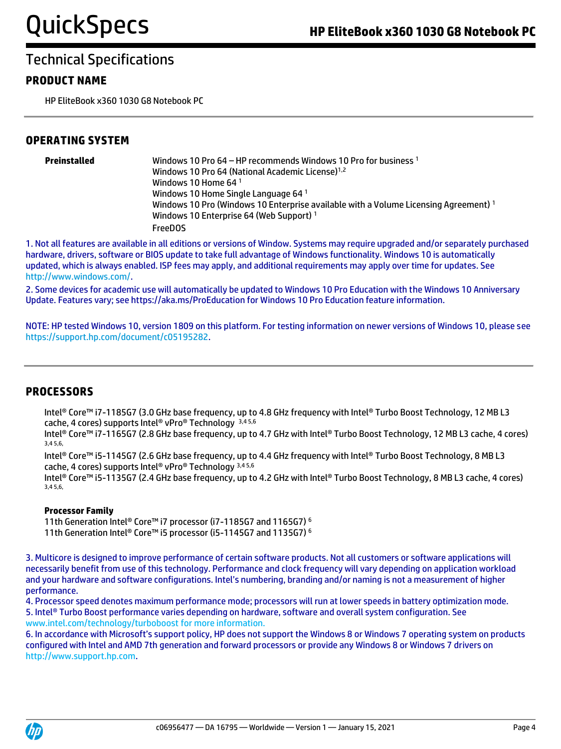# Technical Specifications

## PRODUCT NAME

HP EliteBook x360 1030 G8 Notebook PC

## OPERATING SYSTEM

| | |
|---|---|
| **Preinstalled** | Windows 10 Pro 64 – HP recommends Windows 10 Pro for business [1]<br>Windows 10 Pro 64 (National Academic License)[1,2]<br>Windows 10 Home 64 [1]<br>Windows 10 Home Single Language 64 [1]<br>Windows 10 Pro (Windows 10 Enterprise available with a Volume Licensing Agreement) [1]<br>Windows 10 Enterprise 64 (Web Support) [1]<br>FreeDOS |

1. Not all features are available in all editions or versions of Window. Systems may require upgraded and/or separately purchased hardware, drivers, software or BIOS update to take full advantage of Windows functionality. Windows 10 is automatically updated, which is always enabled. ISP fees may apply, and additional requirements may apply over time for updates. See http://www.windows.com/.

2. Some devices for academic use will automatically be updated to Windows 10 Pro Education with the Windows 10 Anniversary Update. Features vary; see https://aka.ms/ProEducation for Windows 10 Pro Education feature information.

NOTE: HP tested Windows 10, version 1809 on this platform. For testing information on newer versions of Windows 10, please see https://support.hp.com/document/c05195282.

## PROCESSORS

Intel® Core™ i7-1185G7 (3.0 GHz base frequency, up to 4.8 GHz frequency with Intel® Turbo Boost Technology, 12 MB L3 cache, 4 cores) supports Intel® vPro® Technology [3,4 5,6]

Intel® Core™ i7-1165G7 (2.8 GHz base frequency, up to 4.7 GHz with Intel® Turbo Boost Technology, 12 MB L3 cache, 4 cores) [3,4 5,6,]

Intel® Core™ i5-1145G7 (2.6 GHz base frequency, up to 4.4 GHz frequency with Intel® Turbo Boost Technology, 8 MB L3 cache, 4 cores) supports Intel® vPro® Technology [3,4 5,6]

Intel® Core™ i5-1135G7 (2.4 GHz base frequency, up to 4.2 GHz with Intel® Turbo Boost Technology, 8 MB L3 cache, 4 cores) [3,4 5,6,]

**Processor Family**

11th Generation Intel® Core™ i7 processor (i7-1185G7 and 1165G7) [6]

11th Generation Intel® Core™ i5 processor (i5-1145G7 and 1135G7) [6]

3. Multicore is designed to improve performance of certain software products. Not all customers or software applications will necessarily benefit from use of this technology. Performance and clock frequency will vary depending on application workload and your hardware and software configurations. Intel's numbering, branding and/or naming is not a measurement of higher performance.

4. Processor speed denotes maximum performance mode; processors will run at lower speeds in battery optimization mode.

5. Intel® Turbo Boost performance varies depending on hardware, software and overall system configuration. See www.intel.com/technology/turboboost for more information.

6. In accordance with Microsoft's support policy, HP does not support the Windows 8 or Windows 7 operating system on products configured with Intel and AMD 7th generation and forward processors or provide any Windows 8 or Windows 7 drivers on http://www.support.hp.com.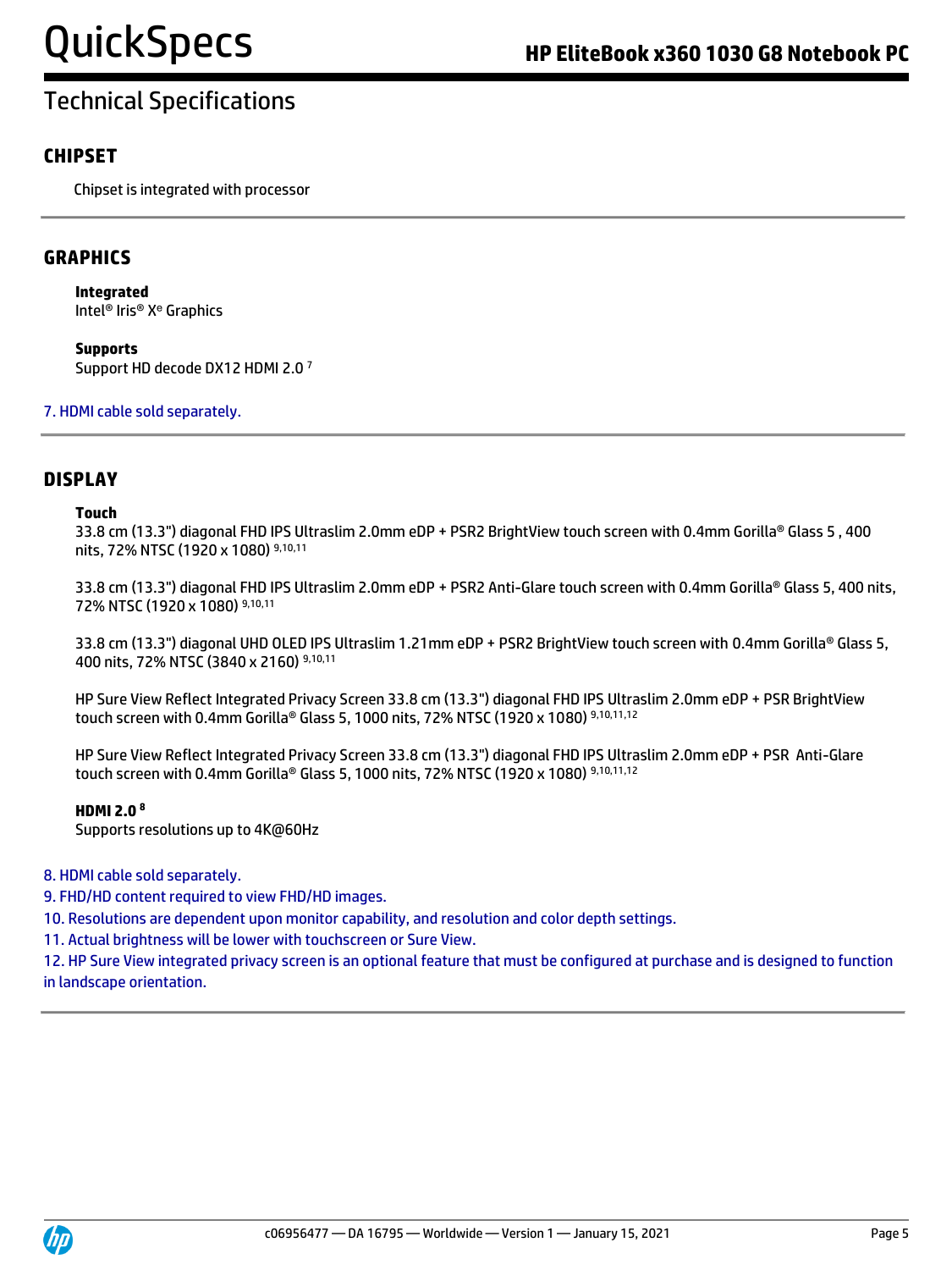# Technical Specifications

## CHIPSET

Chipset is integrated with processor

## GRAPHICS

**Integrated**
Intel® Iris® Xᵉ Graphics

**Supports**
Support HD decode DX12 HDMI 2.0 [7]

7. HDMI cable sold separately.

## DISPLAY

**Touch**
33.8 cm (13.3") diagonal FHD IPS Ultraslim 2.0mm eDP + PSR2 BrightView touch screen with 0.4mm Gorilla® Glass 5 , 400 nits, 72% NTSC (1920 x 1080) [9,10,11]

33.8 cm (13.3") diagonal FHD IPS Ultraslim 2.0mm eDP + PSR2 Anti-Glare touch screen with 0.4mm Gorilla® Glass 5, 400 nits, 72% NTSC (1920 x 1080) [9,10,11]

33.8 cm (13.3") diagonal UHD OLED IPS Ultraslim 1.21mm eDP + PSR2 BrightView touch screen with 0.4mm Gorilla® Glass 5, 400 nits, 72% NTSC (3840 x 2160) [9,10,11]

HP Sure View Reflect Integrated Privacy Screen 33.8 cm (13.3") diagonal FHD IPS Ultraslim 2.0mm eDP + PSR BrightView touch screen with 0.4mm Gorilla® Glass 5, 1000 nits, 72% NTSC (1920 x 1080) [9,10,11,12]

HP Sure View Reflect Integrated Privacy Screen 33.8 cm (13.3") diagonal FHD IPS Ultraslim 2.0mm eDP + PSR Anti-Glare touch screen with 0.4mm Gorilla® Glass 5, 1000 nits, 72% NTSC (1920 x 1080) [9,10,11,12]

**HDMI 2.0 [8]**
Supports resolutions up to 4K@60Hz

8. HDMI cable sold separately.
9. FHD/HD content required to view FHD/HD images.
10. Resolutions are dependent upon monitor capability, and resolution and color depth settings.
11. Actual brightness will be lower with touchscreen or Sure View.
12. HP Sure View integrated privacy screen is an optional feature that must be configured at purchase and is designed to function in landscape orientation.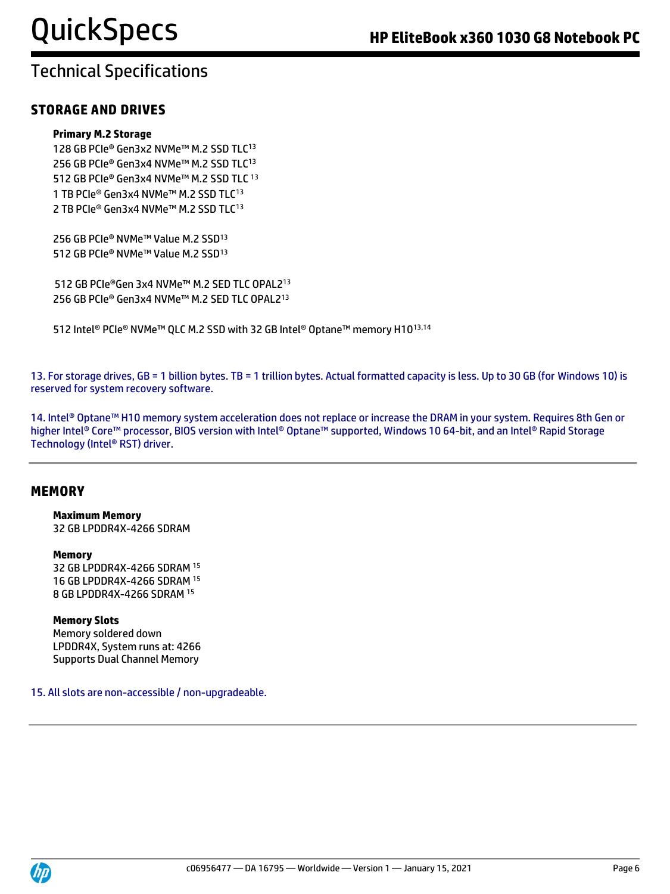## Technical Specifications

### STORAGE AND DRIVES

**Primary M.2 Storage**

128 GB PCIe® Gen3x2 NVMe™ M.2 SSD TLC[13]
256 GB PCIe® Gen3x4 NVMe™ M.2 SSD TLC[13]
512 GB PCIe® Gen3x4 NVMe™ M.2 SSD TLC [13]
1 TB PCIe® Gen3x4 NVMe™ M.2 SSD TLC[13]
2 TB PCIe® Gen3x4 NVMe™ M.2 SSD TLC[13]

256 GB PCIe® NVMe™ Value M.2 SSD[13]
512 GB PCIe® NVMe™ Value M.2 SSD[13]

512 GB PCIe®Gen 3x4 NVMe™ M.2 SED TLC OPAL2[13]
256 GB PCIe® Gen3x4 NVMe™ M.2 SED TLC OPAL2[13]

512 Intel® PCIe® NVMe™ QLC M.2 SSD with 32 GB Intel® Optane™ memory H10[13,14]

13. For storage drives, GB = 1 billion bytes. TB = 1 trillion bytes. Actual formatted capacity is less. Up to 30 GB (for Windows 10) is reserved for system recovery software.

14. Intel® Optane™ H10 memory system acceleration does not replace or increase the DRAM in your system. Requires 8th Gen or higher Intel® Core™ processor, BIOS version with Intel® Optane™ supported, Windows 10 64-bit, and an Intel® Rapid Storage Technology (Intel® RST) driver.

### MEMORY

**Maximum Memory**

32 GB LPDDR4X-4266 SDRAM

**Memory**

32 GB LPDDR4X-4266 SDRAM [15]
16 GB LPDDR4X-4266 SDRAM [15]
8 GB LPDDR4X-4266 SDRAM [15]

**Memory Slots**

Memory soldered down
LPDDR4X, System runs at: 4266
Supports Dual Channel Memory

15. All slots are non-accessible / non-upgradeable.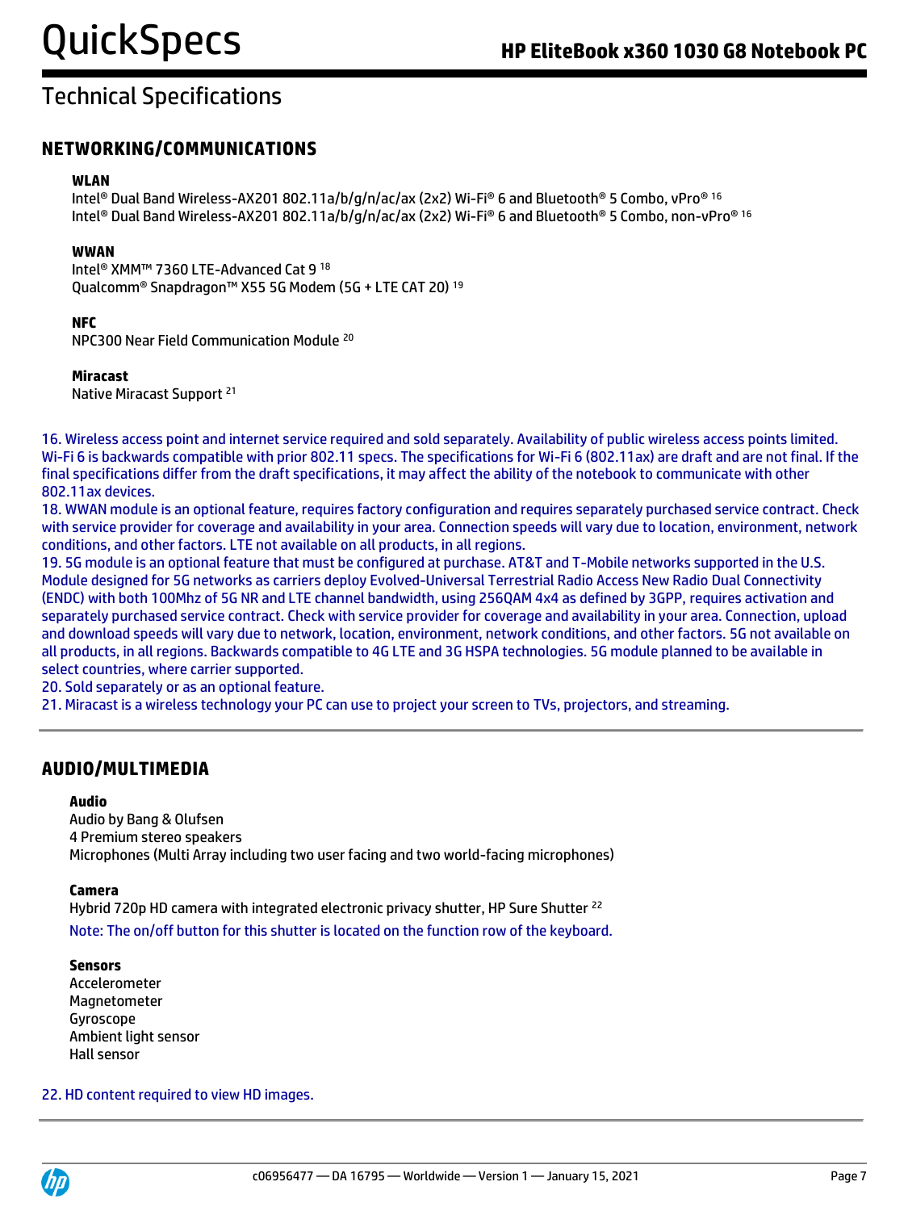# Technical Specifications

## NETWORKING/COMMUNICATIONS

**WLAN**

Intel® Dual Band Wireless-AX201 802.11a/b/g/n/ac/ax (2x2) Wi-Fi® 6 and Bluetooth® 5 Combo, vPro® [16]
Intel® Dual Band Wireless-AX201 802.11a/b/g/n/ac/ax (2x2) Wi-Fi® 6 and Bluetooth® 5 Combo, non-vPro® [16]

**WWAN**

Intel® XMM™ 7360 LTE-Advanced Cat 9 [18]
Qualcomm® Snapdragon™ X55 5G Modem (5G + LTE CAT 20) [19]

**NFC**

NPC300 Near Field Communication Module [20]

**Miracast**

Native Miracast Support [21]

16. Wireless access point and internet service required and sold separately. Availability of public wireless access points limited. Wi-Fi 6 is backwards compatible with prior 802.11 specs. The specifications for Wi-Fi 6 (802.11ax) are draft and are not final. If the final specifications differ from the draft specifications, it may affect the ability of the notebook to communicate with other 802.11ax devices.
18. WWAN module is an optional feature, requires factory configuration and requires separately purchased service contract. Check with service provider for coverage and availability in your area. Connection speeds will vary due to location, environment, network conditions, and other factors. LTE not available on all products, in all regions.
19. 5G module is an optional feature that must be configured at purchase. AT&T and T-Mobile networks supported in the U.S. Module designed for 5G networks as carriers deploy Evolved-Universal Terrestrial Radio Access New Radio Dual Connectivity (ENDC) with both 100Mhz of 5G NR and LTE channel bandwidth, using 256QAM 4x4 as defined by 3GPP, requires activation and separately purchased service contract. Check with service provider for coverage and availability in your area. Connection, upload and download speeds will vary due to network, location, environment, network conditions, and other factors. 5G not available on all products, in all regions. Backwards compatible to 4G LTE and 3G HSPA technologies. 5G module planned to be available in select countries, where carrier supported.
20. Sold separately or as an optional feature.
21. Miracast is a wireless technology your PC can use to project your screen to TVs, projectors, and streaming.

## AUDIO/MULTIMEDIA

**Audio**

Audio by Bang & Olufsen
4 Premium stereo speakers
Microphones (Multi Array including two user facing and two world-facing microphones)

**Camera**

Hybrid 720p HD camera with integrated electronic privacy shutter, HP Sure Shutter [22]
Note: The on/off button for this shutter is located on the function row of the keyboard.

**Sensors**

Accelerometer
Magnetometer
Gyroscope
Ambient light sensor
Hall sensor

22. HD content required to view HD images.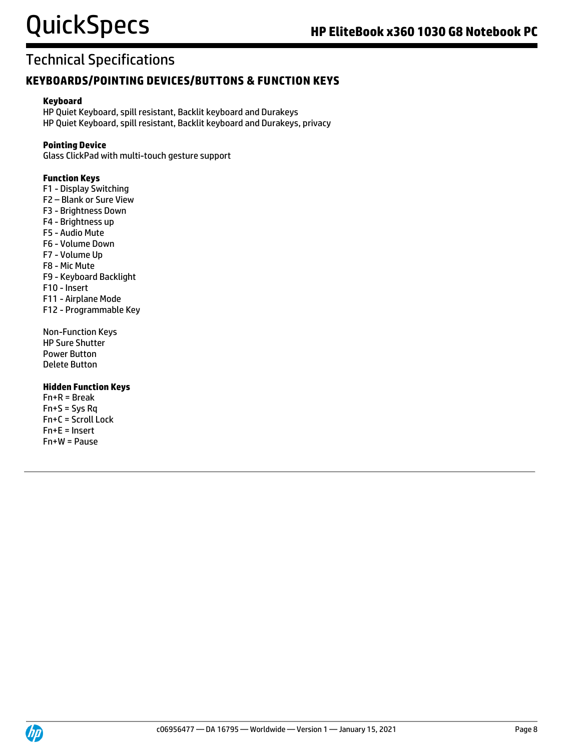## Technical Specifications

### KEYBOARDS/POINTING DEVICES/BUTTONS & FUNCTION KEYS

**Keyboard**

HP Quiet Keyboard, spill resistant, Backlit keyboard and Durakeys
HP Quiet Keyboard, spill resistant, Backlit keyboard and Durakeys, privacy

**Pointing Device**

Glass ClickPad with multi-touch gesture support

**Function Keys**

F1 - Display Switching
F2 – Blank or Sure View
F3 - Brightness Down
F4 - Brightness up
F5 - Audio Mute
F6 - Volume Down
F7 - Volume Up
F8 - Mic Mute
F9 - Keyboard Backlight
F10 - Insert
F11 - Airplane Mode
F12 - Programmable Key

Non-Function Keys
HP Sure Shutter
Power Button
Delete Button

**Hidden Function Keys**

Fn+R = Break
Fn+S = Sys Rq
Fn+C = Scroll Lock
Fn+E = Insert
Fn+W = Pause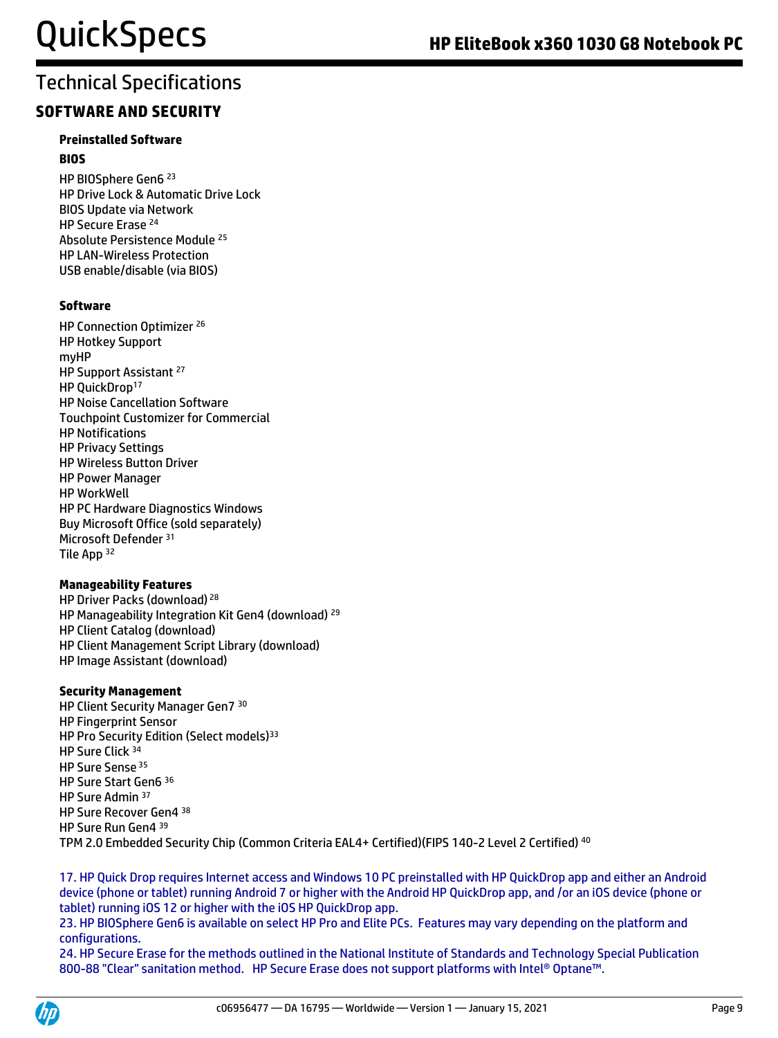# Technical Specifications

## SOFTWARE AND SECURITY

### Preinstalled Software

#### BIOS

HP BIOSphere Gen6 [23]
HP Drive Lock & Automatic Drive Lock
BIOS Update via Network
HP Secure Erase [24]
Absolute Persistence Module [25]
HP LAN-Wireless Protection
USB enable/disable (via BIOS)

#### Software

HP Connection Optimizer [26]
HP Hotkey Support
myHP
HP Support Assistant [27]
HP QuickDrop[17]
HP Noise Cancellation Software
Touchpoint Customizer for Commercial
HP Notifications
HP Privacy Settings
HP Wireless Button Driver
HP Power Manager
HP WorkWell
HP PC Hardware Diagnostics Windows
Buy Microsoft Office (sold separately)
Microsoft Defender [31]
Tile App [32]

#### Manageability Features

HP Driver Packs (download) [28]
HP Manageability Integration Kit Gen4 (download) [29]
HP Client Catalog (download)
HP Client Management Script Library (download)
HP Image Assistant (download)

#### Security Management

HP Client Security Manager Gen7 [30]
HP Fingerprint Sensor
HP Pro Security Edition (Select models)[33]
HP Sure Click [34]
HP Sure Sense [35]
HP Sure Start Gen6 [36]
HP Sure Admin [37]
HP Sure Recover Gen4 [38]
HP Sure Run Gen4 [39]
TPM 2.0 Embedded Security Chip (Common Criteria EAL4+ Certified)(FIPS 140-2 Level 2 Certified) [40]

17. HP Quick Drop requires Internet access and Windows 10 PC preinstalled with HP QuickDrop app and either an Android device (phone or tablet) running Android 7 or higher with the Android HP QuickDrop app, and /or an iOS device (phone or tablet) running iOS 12 or higher with the iOS HP QuickDrop app.
23. HP BIOSphere Gen6 is available on select HP Pro and Elite PCs. Features may vary depending on the platform and configurations.
24. HP Secure Erase for the methods outlined in the National Institute of Standards and Technology Special Publication 800-88 "Clear" sanitation method. HP Secure Erase does not support platforms with Intel® Optane™.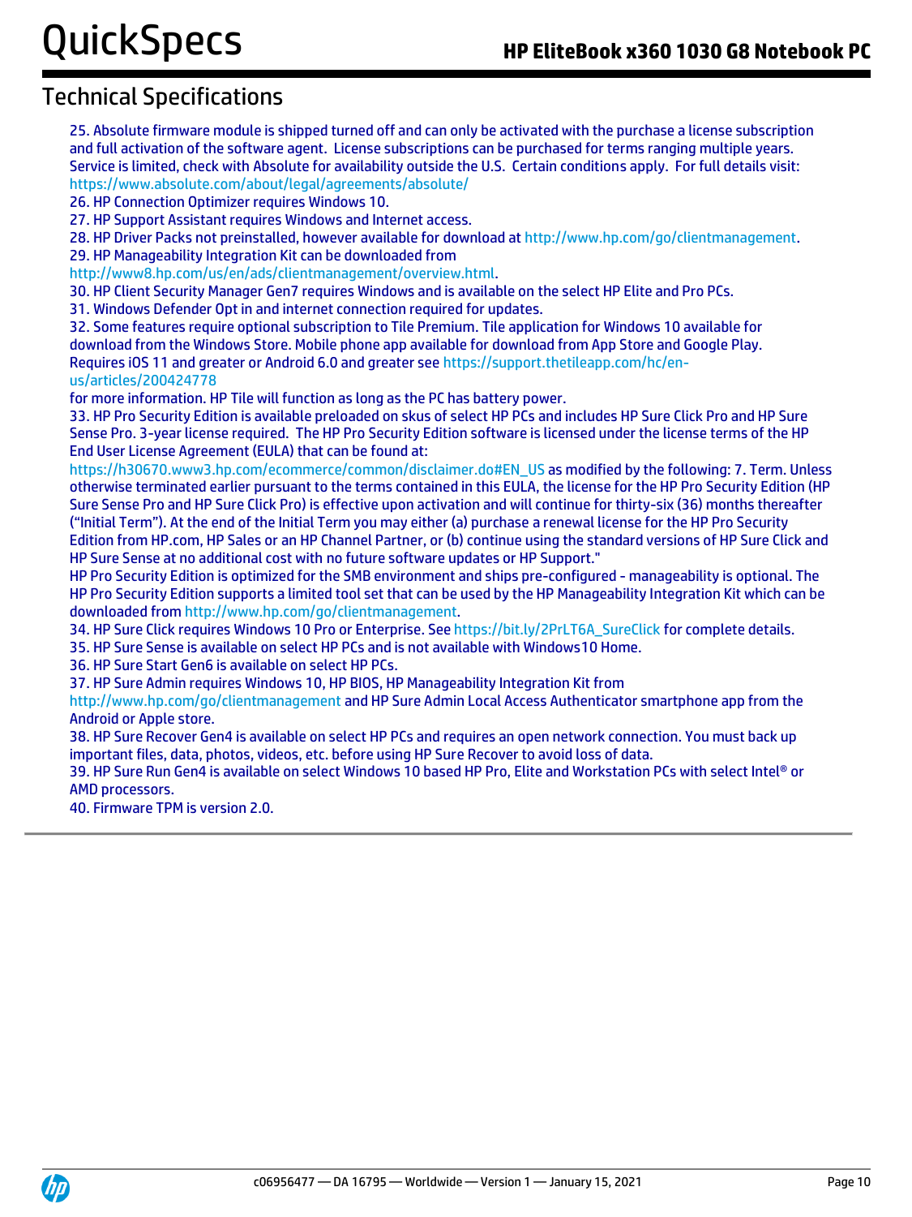## Technical Specifications

25. Absolute firmware module is shipped turned off and can only be activated with the purchase a license subscription and full activation of the software agent. License subscriptions can be purchased for terms ranging multiple years. Service is limited, check with Absolute for availability outside the U.S. Certain conditions apply. For full details visit: https://www.absolute.com/about/legal/agreements/absolute/
26. HP Connection Optimizer requires Windows 10.
27. HP Support Assistant requires Windows and Internet access.
28. HP Driver Packs not preinstalled, however available for download at http://www.hp.com/go/clientmanagement.
29. HP Manageability Integration Kit can be downloaded from http://www8.hp.com/us/en/ads/clientmanagement/overview.html.
30. HP Client Security Manager Gen7 requires Windows and is available on the select HP Elite and Pro PCs.
31. Windows Defender Opt in and internet connection required for updates.
32. Some features require optional subscription to Tile Premium. Tile application for Windows 10 available for download from the Windows Store. Mobile phone app available for download from App Store and Google Play. Requires iOS 11 and greater or Android 6.0 and greater see https://support.thetileapp.com/hc/en-us/articles/200424778 for more information. HP Tile will function as long as the PC has battery power.
33. HP Pro Security Edition is available preloaded on skus of select HP PCs and includes HP Sure Click Pro and HP Sure Sense Pro. 3-year license required. The HP Pro Security Edition software is licensed under the license terms of the HP End User License Agreement (EULA) that can be found at: https://h30670.www3.hp.com/ecommerce/common/disclaimer.do#EN_US as modified by the following: 7. Term. Unless otherwise terminated earlier pursuant to the terms contained in this EULA, the license for the HP Pro Security Edition (HP Sure Sense Pro and HP Sure Click Pro) is effective upon activation and will continue for thirty-six (36) months thereafter ("Initial Term"). At the end of the Initial Term you may either (a) purchase a renewal license for the HP Pro Security Edition from HP.com, HP Sales or an HP Channel Partner, or (b) continue using the standard versions of HP Sure Click and HP Sure Sense at no additional cost with no future software updates or HP Support."
HP Pro Security Edition is optimized for the SMB environment and ships pre-configured - manageability is optional. The HP Pro Security Edition supports a limited tool set that can be used by the HP Manageability Integration Kit which can be downloaded from http://www.hp.com/go/clientmanagement.
34. HP Sure Click requires Windows 10 Pro or Enterprise. See https://bit.ly/2PrLT6A_SureClick for complete details.
35. HP Sure Sense is available on select HP PCs and is not available with Windows10 Home.
36. HP Sure Start Gen6 is available on select HP PCs.
37. HP Sure Admin requires Windows 10, HP BIOS, HP Manageability Integration Kit from http://www.hp.com/go/clientmanagement and HP Sure Admin Local Access Authenticator smartphone app from the Android or Apple store.
38. HP Sure Recover Gen4 is available on select HP PCs and requires an open network connection. You must back up important files, data, photos, videos, etc. before using HP Sure Recover to avoid loss of data.
39. HP Sure Run Gen4 is available on select Windows 10 based HP Pro, Elite and Workstation PCs with select Intel® or AMD processors.
40. Firmware TPM is version 2.0.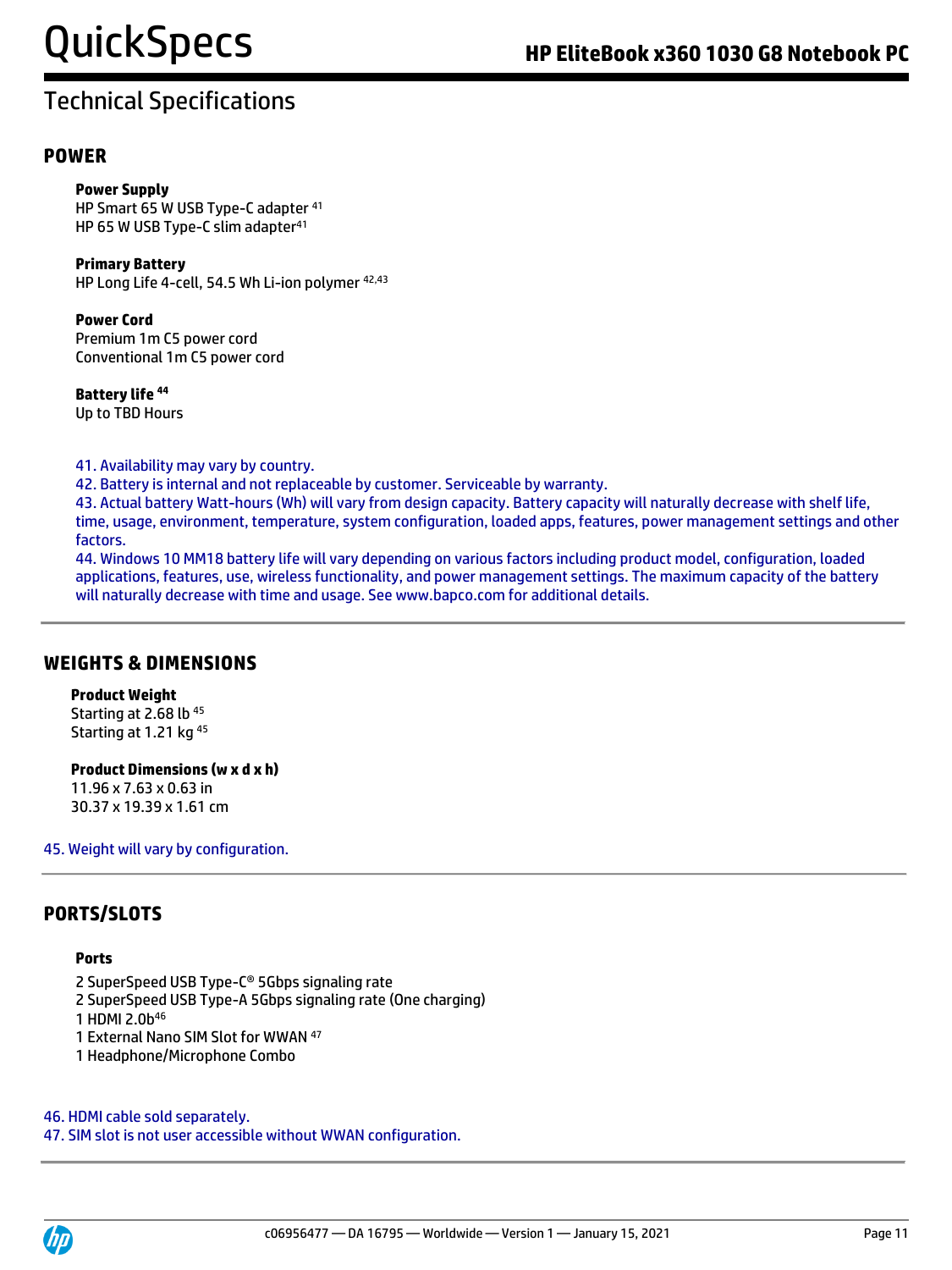# Technical Specifications

## POWER

**Power Supply**
HP Smart 65 W USB Type-C adapter [41]
HP 65 W USB Type-C slim adapter[41]

**Primary Battery**
HP Long Life 4-cell, 54.5 Wh Li-ion polymer [42,43]

**Power Cord**
Premium 1m C5 power cord
Conventional 1m C5 power cord

**Battery life [44]**
Up to TBD Hours

41. Availability may vary by country.
42. Battery is internal and not replaceable by customer. Serviceable by warranty.
43. Actual battery Watt-hours (Wh) will vary from design capacity. Battery capacity will naturally decrease with shelf life, time, usage, environment, temperature, system configuration, loaded apps, features, power management settings and other factors.
44. Windows 10 MM18 battery life will vary depending on various factors including product model, configuration, loaded applications, features, use, wireless functionality, and power management settings. The maximum capacity of the battery will naturally decrease with time and usage. See www.bapco.com for additional details.

## WEIGHTS & DIMENSIONS

**Product Weight**
Starting at 2.68 lb [45]
Starting at 1.21 kg [45]

**Product Dimensions (w x d x h)**
11.96 x 7.63 x 0.63 in
30.37 x 19.39 x 1.61 cm

45. Weight will vary by configuration.

## PORTS/SLOTS

**Ports**
2 SuperSpeed USB Type-C® 5Gbps signaling rate
2 SuperSpeed USB Type-A 5Gbps signaling rate (One charging)
1 HDMI 2.0b[46]
1 External Nano SIM Slot for WWAN [47]
1 Headphone/Microphone Combo

46. HDMI cable sold separately.
47. SIM slot is not user accessible without WWAN configuration.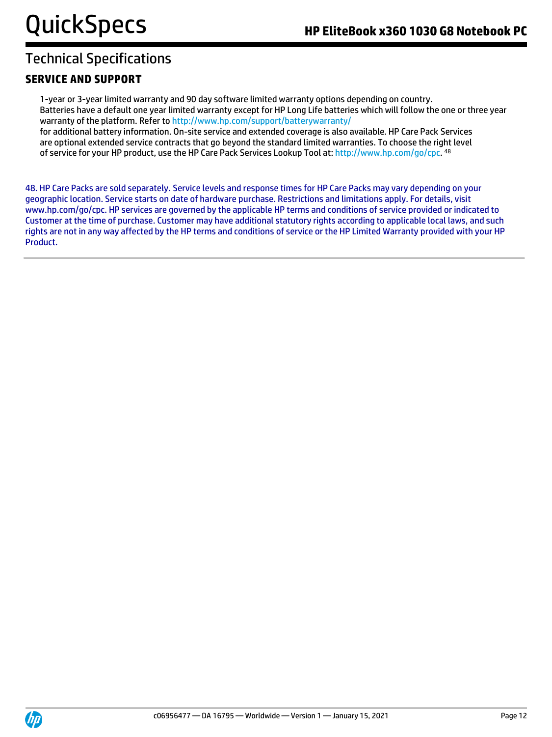## Technical Specifications

### SERVICE AND SUPPORT

1-year or 3-year limited warranty and 90 day software limited warranty options depending on country.
Batteries have a default one year limited warranty except for HP Long Life batteries which will follow the one or three year warranty of the platform. Refer to http://www.hp.com/support/batterywarranty/
for additional battery information. On-site service and extended coverage is also available. HP Care Pack Services are optional extended service contracts that go beyond the standard limited warranties. To choose the right level of service for your HP product, use the HP Care Pack Services Lookup Tool at: http://www.hp.com/go/cpc. [48]

48. HP Care Packs are sold separately. Service levels and response times for HP Care Packs may vary depending on your geographic location. Service starts on date of hardware purchase. Restrictions and limitations apply. For details, visit www.hp.com/go/cpc. HP services are governed by the applicable HP terms and conditions of service provided or indicated to Customer at the time of purchase. Customer may have additional statutory rights according to applicable local laws, and such rights are not in any way affected by the HP terms and conditions of service or the HP Limited Warranty provided with your HP Product.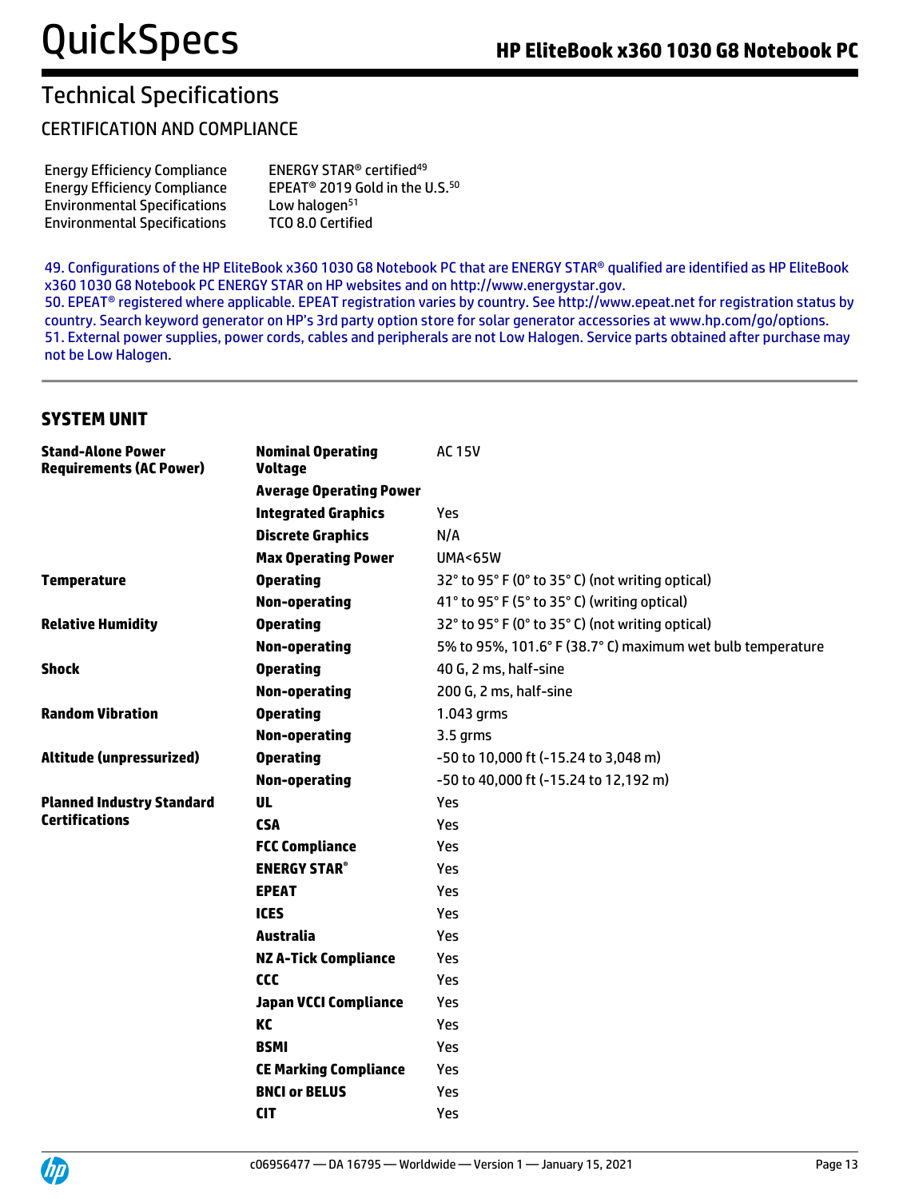## Technical Specifications

### CERTIFICATION AND COMPLIANCE

| | |
|---|---|
| Energy Efficiency Compliance | ENERGY STAR® certified[49] |
| Energy Efficiency Compliance | EPEAT® 2019 Gold in the U.S.[50] |
| Environmental Specifications | Low halogen[51] |
| Environmental Specifications | TCO 8.0 Certified |

49. Configurations of the HP EliteBook x360 1030 G8 Notebook PC that are ENERGY STAR® qualified are identified as HP EliteBook x360 1030 G8 Notebook PC ENERGY STAR on HP websites and on http://www.energystar.gov.
50. EPEAT® registered where applicable. EPEAT registration varies by country. See http://www.epeat.net for registration status by country. Search keyword generator on HP's 3rd party option store for solar generator accessories at www.hp.com/go/options.
51. External power supplies, power cords, cables and peripherals are not Low Halogen. Service parts obtained after purchase may not be Low Halogen.

### SYSTEM UNIT

| | | |
|---|---|---|
| **Stand-Alone Power Requirements (AC Power)** | **Nominal Operating Voltage** | AC 15V |
| | **Average Operating Power** | |
| | **Integrated Graphics** | Yes |
| | **Discrete Graphics** | N/A |
| | **Max Operating Power** | UMA<65W |
| **Temperature** | **Operating** | 32° to 95° F (0° to 35° C) (not writing optical) |
| | **Non-operating** | 41° to 95° F (5° to 35° C) (writing optical) |
| **Relative Humidity** | **Operating** | 32° to 95° F (0° to 35° C) (not writing optical) |
| | **Non-operating** | 5% to 95%, 101.6° F (38.7° C) maximum wet bulb temperature |
| **Shock** | **Operating** | 40 G, 2 ms, half-sine |
| | **Non-operating** | 200 G, 2 ms, half-sine |
| **Random Vibration** | **Operating** | 1.043 grms |
| | **Non-operating** | 3.5 grms |
| **Altitude (unpressurized)** | **Operating** | -50 to 10,000 ft (-15.24 to 3,048 m) |
| | **Non-operating** | -50 to 40,000 ft (-15.24 to 12,192 m) |
| **Planned Industry Standard Certifications** | **UL** | Yes |
| | **CSA** | Yes |
| | **FCC Compliance** | Yes |
| | **ENERGY STAR®** | Yes |
| | **EPEAT** | Yes |
| | **ICES** | Yes |
| | **Australia** | Yes |
| | **NZ A-Tick Compliance** | Yes |
| | **CCC** | Yes |
| | **Japan VCCI Compliance** | Yes |
| | **KC** | Yes |
| | **BSMI** | Yes |
| | **CE Marking Compliance** | Yes |
| | **BNCI or BELUS** | Yes |
| | **CIT** | Yes |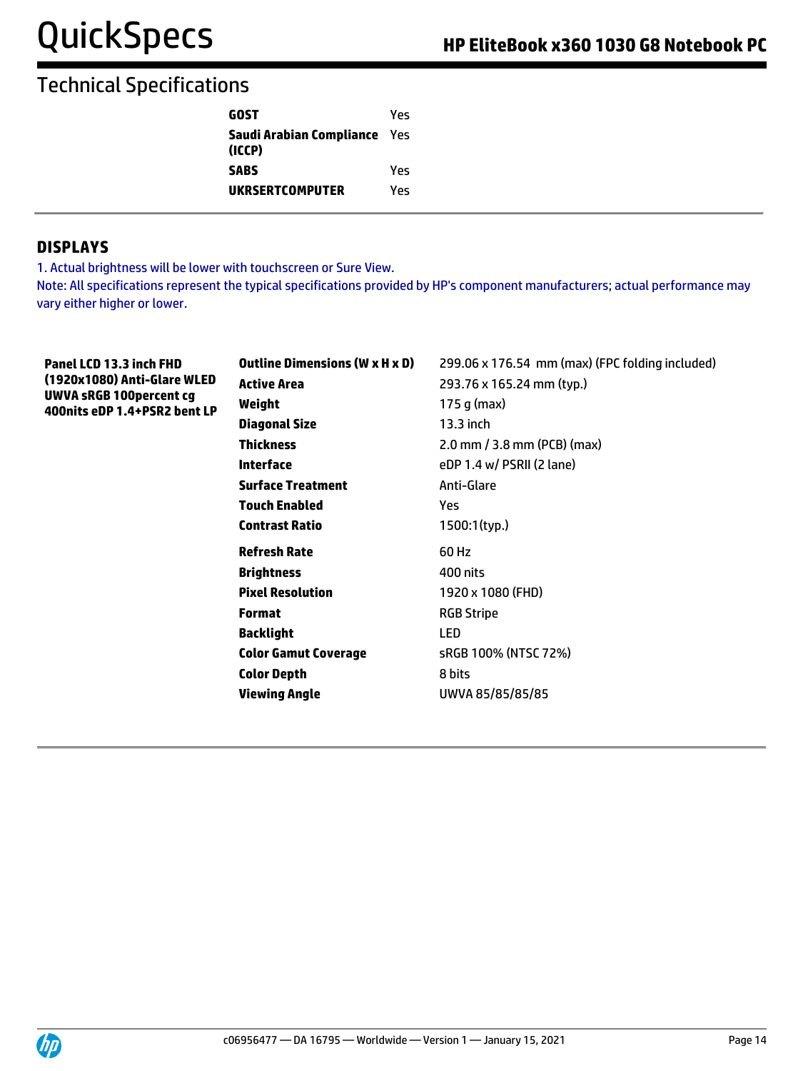## Technical Specifications

| | |
|---|---|
| **GOST** | Yes |
| **Saudi Arabian Compliance (ICCP)** | Yes |
| **SABS** | Yes |
| **UKRSERTCOMPUTER** | Yes |

## DISPLAYS

1. Actual brightness will be lower with touchscreen or Sure View.

Note: All specifications represent the typical specifications provided by HP's component manufacturers; actual performance may vary either higher or lower.

| | | |
|---|---|---|
| **Panel LCD 13.3 inch FHD (1920x1080) Anti-Glare WLED UWVA sRGB 100percent cg 400nits eDP 1.4+PSR2 bent LP** | **Outline Dimensions (W x H x D)** | 299.06 x 176.54 mm (max) (FPC folding included) |
| | **Active Area** | 293.76 x 165.24 mm (typ.) |
| | **Weight** | 175 g (max) |
| | **Diagonal Size** | 13.3 inch |
| | **Thickness** | 2.0 mm / 3.8 mm (PCB) (max) |
| | **Interface** | eDP 1.4 w/ PSRII (2 lane) |
| | **Surface Treatment** | Anti-Glare |
| | **Touch Enabled** | Yes |
| | **Contrast Ratio** | 1500:1(typ.) |
| | **Refresh Rate** | 60 Hz |
| | **Brightness** | 400 nits |
| | **Pixel Resolution** | 1920 x 1080 (FHD) |
| | **Format** | RGB Stripe |
| | **Backlight** | LED |
| | **Color Gamut Coverage** | sRGB 100% (NTSC 72%) |
| | **Color Depth** | 8 bits |
| | **Viewing Angle** | UWVA 85/85/85/85 |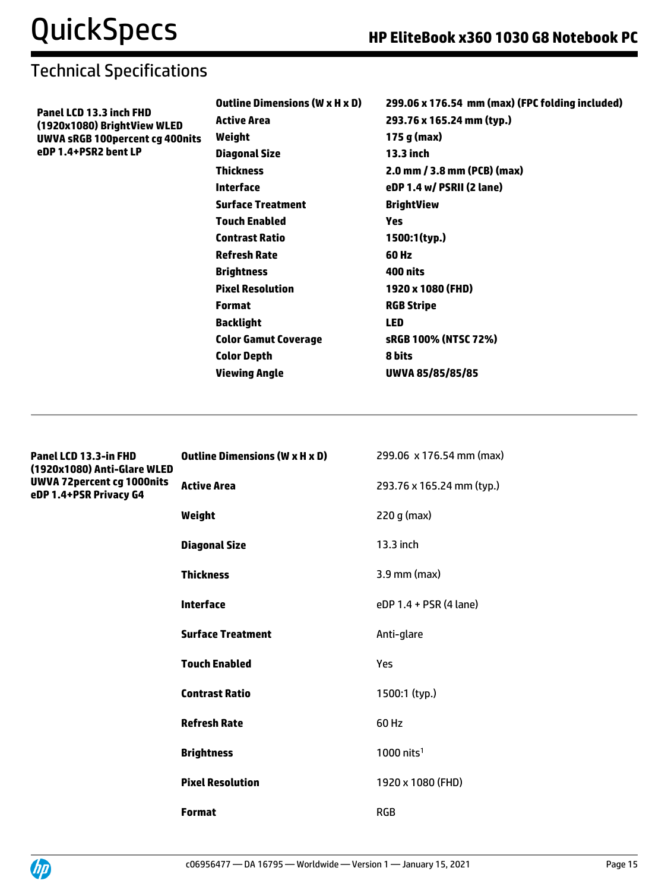## Technical Specifications

| | | |
|---|---|---|
| **Panel LCD 13.3 inch FHD (1920x1080) BrightView WLED UWVA sRGB 100percent cg 400nits eDP 1.4+PSR2 bent LP** | **Outline Dimensions (W x H x D)** | **299.06 x 176.54 mm (max) (FPC folding included)** |
| | **Active Area** | **293.76 x 165.24 mm (typ.)** |
| | **Weight** | **175 g (max)** |
| | **Diagonal Size** | **13.3 inch** |
| | **Thickness** | **2.0 mm / 3.8 mm (PCB) (max)** |
| | **Interface** | **eDP 1.4 w/ PSRII (2 lane)** |
| | **Surface Treatment** | **BrightView** |
| | **Touch Enabled** | **Yes** |
| | **Contrast Ratio** | **1500:1(typ.)** |
| | **Refresh Rate** | **60 Hz** |
| | **Brightness** | **400 nits** |
| | **Pixel Resolution** | **1920 x 1080 (FHD)** |
| | **Format** | **RGB Stripe** |
| | **Backlight** | **LED** |
| | **Color Gamut Coverage** | **sRGB 100% (NTSC 72%)** |
| | **Color Depth** | **8 bits** |
| | **Viewing Angle** | **UWVA 85/85/85/85** |

| | | |
|---|---|---|
| **Panel LCD 13.3-in FHD (1920x1080) Anti-Glare WLED UWVA 72percent cg 1000nits eDP 1.4+PSR Privacy G4** | **Outline Dimensions (W x H x D)** | 299.06 x 176.54 mm (max) |
| | **Active Area** | 293.76 x 165.24 mm (typ.) |
| | **Weight** | 220 g (max) |
| | **Diagonal Size** | 13.3 inch |
| | **Thickness** | 3.9 mm (max) |
| | **Interface** | eDP 1.4 + PSR (4 lane) |
| | **Surface Treatment** | Anti-glare |
| | **Touch Enabled** | Yes |
| | **Contrast Ratio** | 1500:1 (typ.) |
| | **Refresh Rate** | 60 Hz |
| | **Brightness** | 1000 nits[1] |
| | **Pixel Resolution** | 1920 x 1080 (FHD) |
| | **Format** | RGB |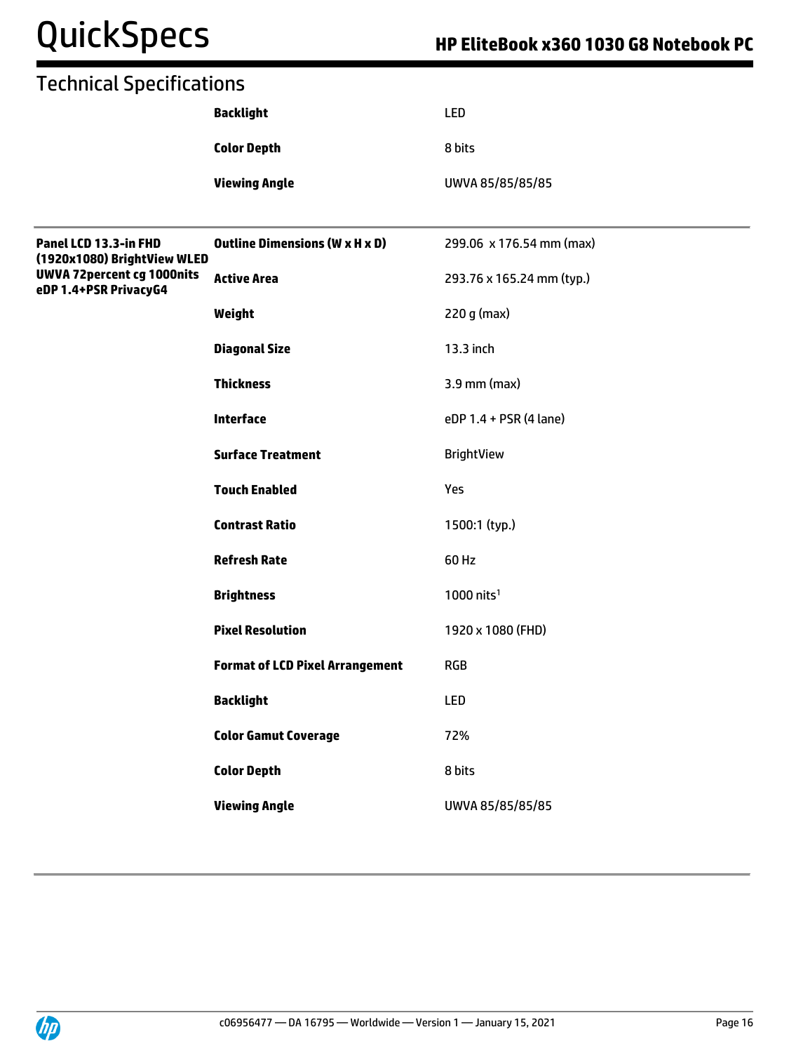## Technical Specifications

| | | |
|---|---|---|
| | **Backlight** | LED |
| | **Color Depth** | 8 bits |
| | **Viewing Angle** | UWVA 85/85/85/85 |

| | | |
|---|---|---|
| **Panel LCD 13.3-in FHD (1920x1080) BrightView WLED UWVA 72percent cg 1000nits eDP 1.4+PSR PrivacyG4** | **Outline Dimensions (W x H x D)** | 299.06 x 176.54 mm (max) |
| | **Active Area** | 293.76 x 165.24 mm (typ.) |
| | **Weight** | 220 g (max) |
| | **Diagonal Size** | 13.3 inch |
| | **Thickness** | 3.9 mm (max) |
| | **Interface** | eDP 1.4 + PSR (4 lane) |
| | **Surface Treatment** | BrightView |
| | **Touch Enabled** | Yes |
| | **Contrast Ratio** | 1500:1 (typ.) |
| | **Refresh Rate** | 60 Hz |
| | **Brightness** | 1000 nits[1] |
| | **Pixel Resolution** | 1920 x 1080 (FHD) |
| | **Format of LCD Pixel Arrangement** | RGB |
| | **Backlight** | LED |
| | **Color Gamut Coverage** | 72% |
| | **Color Depth** | 8 bits |
| | **Viewing Angle** | UWVA 85/85/85/85 |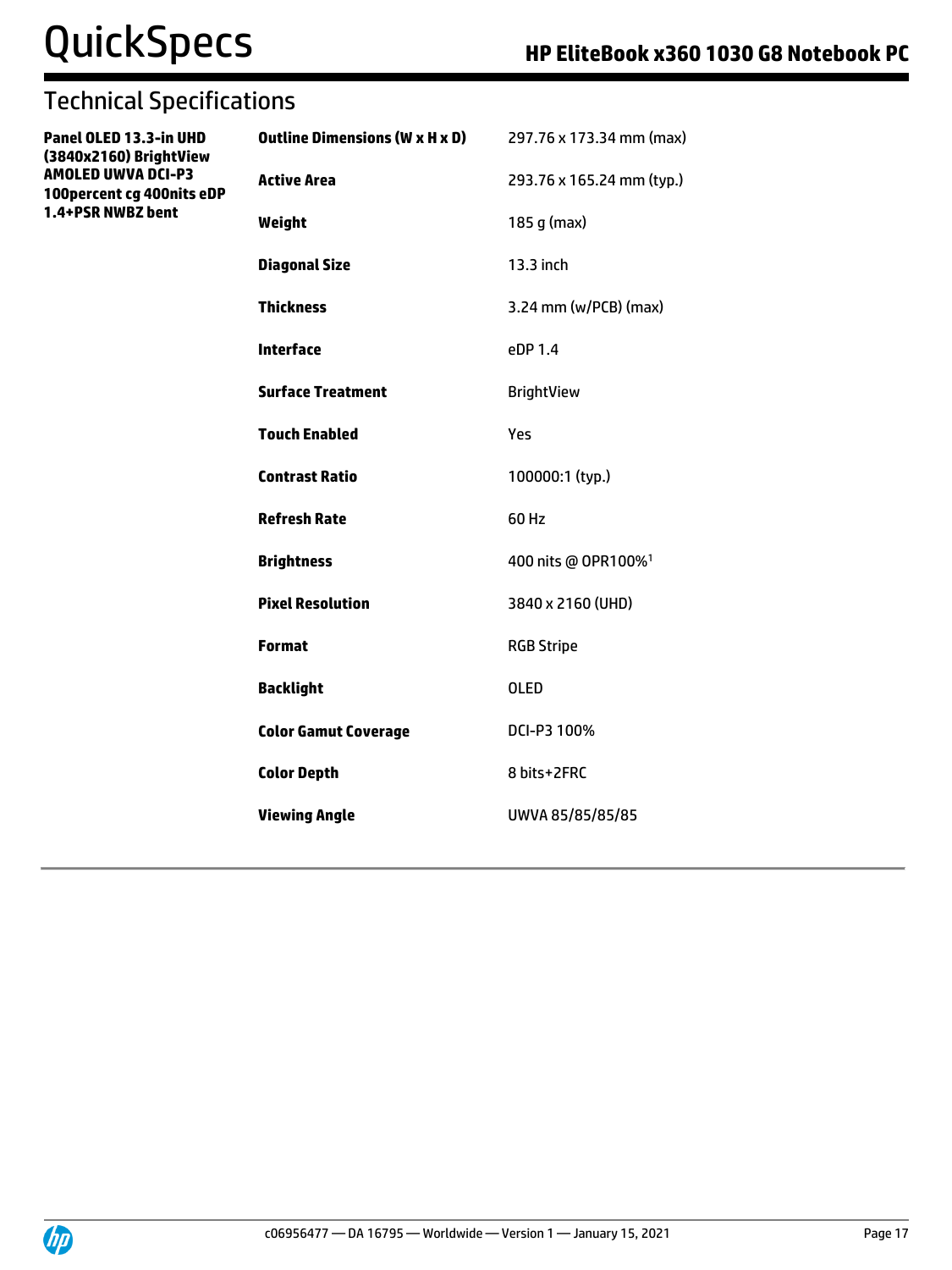## Technical Specifications

| Panel OLED 13.3-in UHD (3840x2160) BrightView AMOLED UWVA DCI-P3 100percent cg 400nits eDP 1.4+PSR NWBZ bent | | |
|---|---|---|
| | **Outline Dimensions (W x H x D)** | 297.76 x 173.34 mm (max) |
| | **Active Area** | 293.76 x 165.24 mm (typ.) |
| | **Weight** | 185 g (max) |
| | **Diagonal Size** | 13.3 inch |
| | **Thickness** | 3.24 mm (w/PCB) (max) |
| | **Interface** | eDP 1.4 |
| | **Surface Treatment** | BrightView |
| | **Touch Enabled** | Yes |
| | **Contrast Ratio** | 100000:1 (typ.) |
| | **Refresh Rate** | 60 Hz |
| | **Brightness** | 400 nits @ OPR100%[1] |
| | **Pixel Resolution** | 3840 x 2160 (UHD) |
| | **Format** | RGB Stripe |
| | **Backlight** | OLED |
| | **Color Gamut Coverage** | DCI-P3 100% |
| | **Color Depth** | 8 bits+2FRC |
| | **Viewing Angle** | UWVA 85/85/85/85 |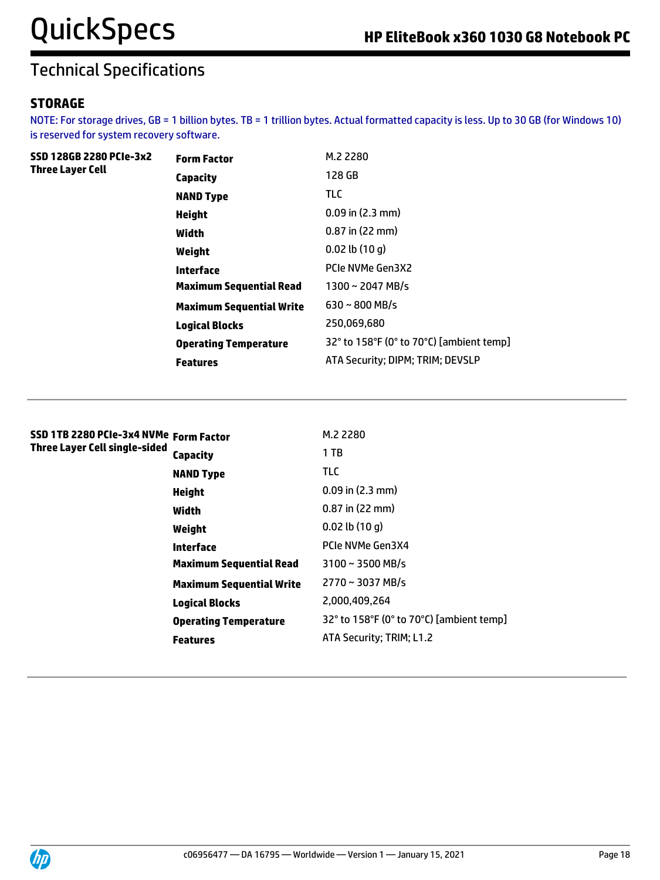## Technical Specifications

### STORAGE

NOTE: For storage drives, GB = 1 billion bytes. TB = 1 trillion bytes. Actual formatted capacity is less. Up to 30 GB (for Windows 10) is reserved for system recovery software.

| SSD 128GB 2280 PCIe-3x2 Three Layer Cell | | |
|---|---|---|
| | **Form Factor** | M.2 2280 |
| | **Capacity** | 128 GB |
| | **NAND Type** | TLC |
| | **Height** | 0.09 in (2.3 mm) |
| | **Width** | 0.87 in (22 mm) |
| | **Weight** | 0.02 lb (10 g) |
| | **Interface** | PCIe NVMe Gen3X2 |
| | **Maximum Sequential Read** | 1300 ~ 2047 MB/s |
| | **Maximum Sequential Write** | 630 ~ 800 MB/s |
| | **Logical Blocks** | 250,069,680 |
| | **Operating Temperature** | 32° to 158°F (0° to 70°C) [ambient temp] |
| | **Features** | ATA Security; DIPM; TRIM; DEVSLP |

| SSD 1TB 2280 PCIe-3x4 NVMe Three Layer Cell single-sided | | |
|---|---|---|
| | **Form Factor** | M.2 2280 |
| | **Capacity** | 1 TB |
| | **NAND Type** | TLC |
| | **Height** | 0.09 in (2.3 mm) |
| | **Width** | 0.87 in (22 mm) |
| | **Weight** | 0.02 lb (10 g) |
| | **Interface** | PCIe NVMe Gen3X4 |
| | **Maximum Sequential Read** | 3100 ~ 3500 MB/s |
| | **Maximum Sequential Write** | 2770 ~ 3037 MB/s |
| | **Logical Blocks** | 2,000,409,264 |
| | **Operating Temperature** | 32° to 158°F (0° to 70°C) [ambient temp] |
| | **Features** | ATA Security; TRIM; L1.2 |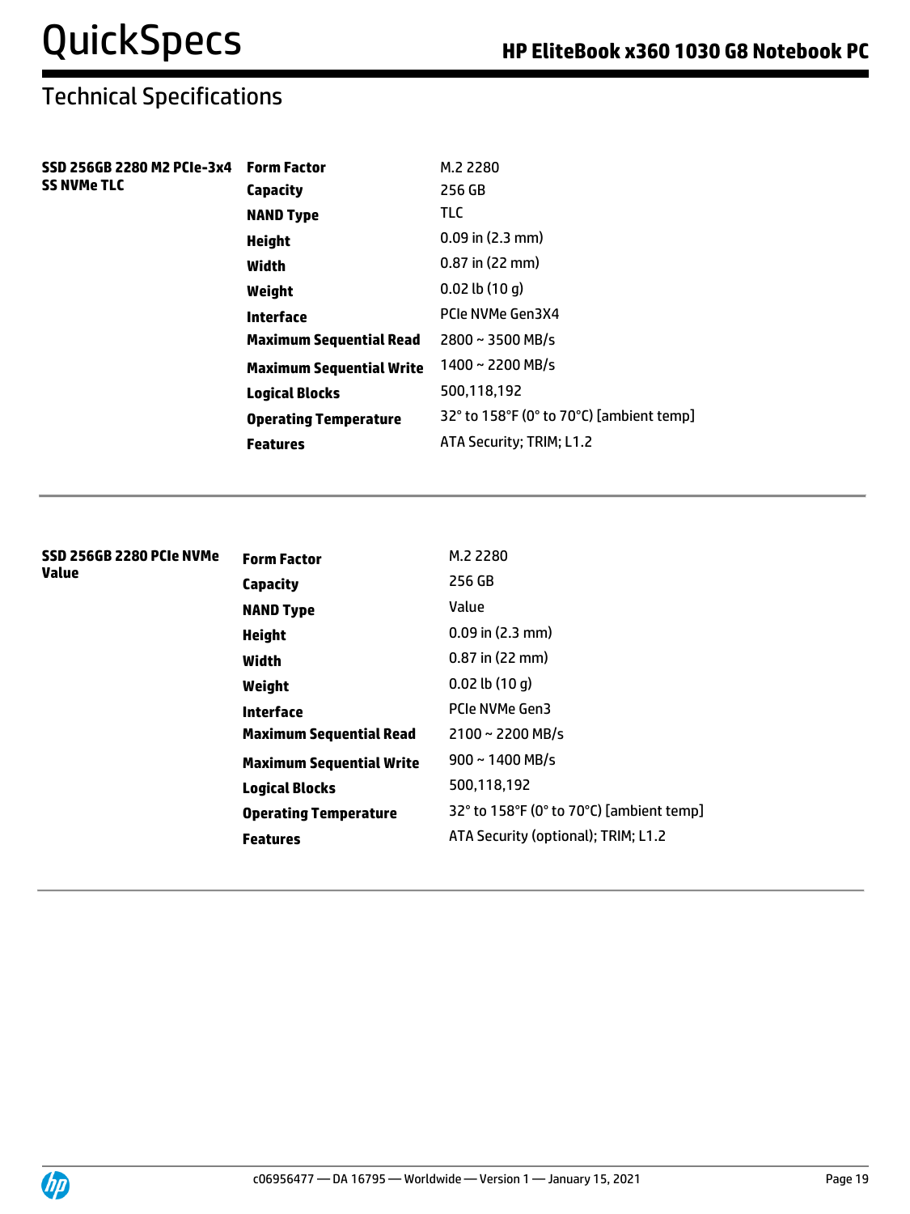## Technical Specifications

| | | |
|---|---|---|
| **SSD 256GB 2280 M2 PCIe-3x4 SS NVMe TLC** | **Form Factor** | M.2 2280 |
| | **Capacity** | 256 GB |
| | **NAND Type** | TLC |
| | **Height** | 0.09 in (2.3 mm) |
| | **Width** | 0.87 in (22 mm) |
| | **Weight** | 0.02 lb (10 g) |
| | **Interface** | PCIe NVMe Gen3X4 |
| | **Maximum Sequential Read** | 2800 ~ 3500 MB/s |
| | **Maximum Sequential Write** | 1400 ~ 2200 MB/s |
| | **Logical Blocks** | 500,118,192 |
| | **Operating Temperature** | 32° to 158°F (0° to 70°C) [ambient temp] |
| | **Features** | ATA Security; TRIM; L1.2 |

| | | |
|---|---|---|
| **SSD 256GB 2280 PCIe NVMe Value** | **Form Factor** | M.2 2280 |
| | **Capacity** | 256 GB |
| | **NAND Type** | Value |
| | **Height** | 0.09 in (2.3 mm) |
| | **Width** | 0.87 in (22 mm) |
| | **Weight** | 0.02 lb (10 g) |
| | **Interface** | PCIe NVMe Gen3 |
| | **Maximum Sequential Read** | 2100 ~ 2200 MB/s |
| | **Maximum Sequential Write** | 900 ~ 1400 MB/s |
| | **Logical Blocks** | 500,118,192 |
| | **Operating Temperature** | 32° to 158°F (0° to 70°C) [ambient temp] |
| | **Features** | ATA Security (optional); TRIM; L1.2 |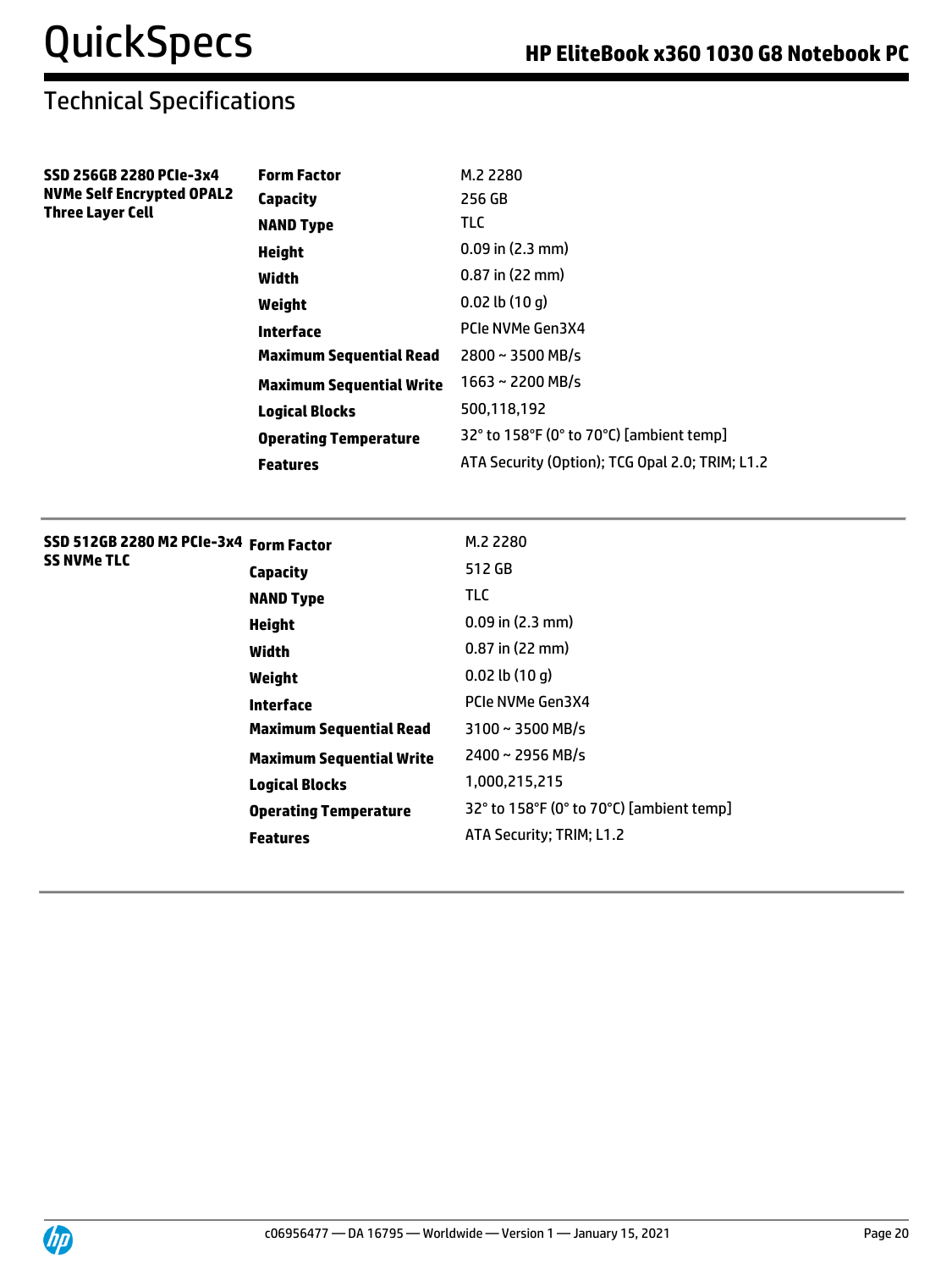## Technical Specifications

| SSD 256GB 2280 PCIe-3x4 NVMe Self Encrypted OPAL2 Three Layer Cell | | |
|---|---|---|
| | **Form Factor** | M.2 2280 |
| | **Capacity** | 256 GB |
| | **NAND Type** | TLC |
| | **Height** | 0.09 in (2.3 mm) |
| | **Width** | 0.87 in (22 mm) |
| | **Weight** | 0.02 lb (10 g) |
| | **Interface** | PCIe NVMe Gen3X4 |
| | **Maximum Sequential Read** | 2800 ~ 3500 MB/s |
| | **Maximum Sequential Write** | 1663 ~ 2200 MB/s |
| | **Logical Blocks** | 500,118,192 |
| | **Operating Temperature** | 32° to 158°F (0° to 70°C) [ambient temp] |
| | **Features** | ATA Security (Option); TCG Opal 2.0; TRIM; L1.2 |

| SSD 512GB 2280 M2 PCIe-3x4 SS NVMe TLC | | |
|---|---|---|
| | **Form Factor** | M.2 2280 |
| | **Capacity** | 512 GB |
| | **NAND Type** | TLC |
| | **Height** | 0.09 in (2.3 mm) |
| | **Width** | 0.87 in (22 mm) |
| | **Weight** | 0.02 lb (10 g) |
| | **Interface** | PCIe NVMe Gen3X4 |
| | **Maximum Sequential Read** | 3100 ~ 3500 MB/s |
| | **Maximum Sequential Write** | 2400 ~ 2956 MB/s |
| | **Logical Blocks** | 1,000,215,215 |
| | **Operating Temperature** | 32° to 158°F (0° to 70°C) [ambient temp] |
| | **Features** | ATA Security; TRIM; L1.2 |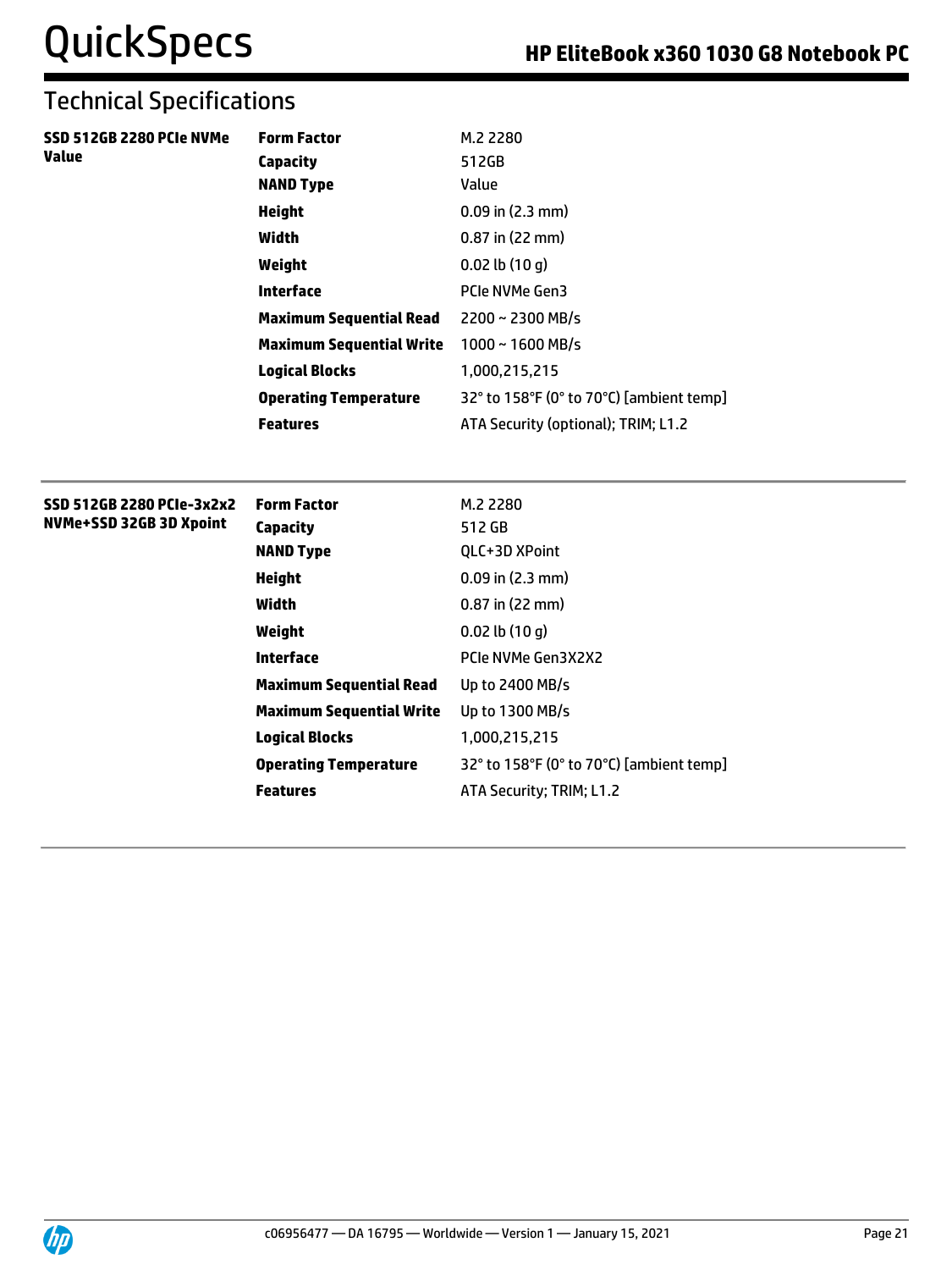## Technical Specifications

| | | |
|---|---|---|
| **SSD 512GB 2280 PCIe NVMe Value** | **Form Factor** | M.2 2280 |
| | **Capacity** | 512GB |
| | **NAND Type** | Value |
| | **Height** | 0.09 in (2.3 mm) |
| | **Width** | 0.87 in (22 mm) |
| | **Weight** | 0.02 lb (10 g) |
| | **Interface** | PCIe NVMe Gen3 |
| | **Maximum Sequential Read** | 2200 ~ 2300 MB/s |
| | **Maximum Sequential Write** | 1000 ~ 1600 MB/s |
| | **Logical Blocks** | 1,000,215,215 |
| | **Operating Temperature** | 32° to 158°F (0° to 70°C) [ambient temp] |
| | **Features** | ATA Security (optional); TRIM; L1.2 |

| | | |
|---|---|---|
| **SSD 512GB 2280 PCIe-3x2x2 NVMe+SSD 32GB 3D Xpoint** | **Form Factor** | M.2 2280 |
| | **Capacity** | 512 GB |
| | **NAND Type** | QLC+3D XPoint |
| | **Height** | 0.09 in (2.3 mm) |
| | **Width** | 0.87 in (22 mm) |
| | **Weight** | 0.02 lb (10 g) |
| | **Interface** | PCIe NVMe Gen3X2X2 |
| | **Maximum Sequential Read** | Up to 2400 MB/s |
| | **Maximum Sequential Write** | Up to 1300 MB/s |
| | **Logical Blocks** | 1,000,215,215 |
| | **Operating Temperature** | 32° to 158°F (0° to 70°C) [ambient temp] |
| | **Features** | ATA Security; TRIM; L1.2 |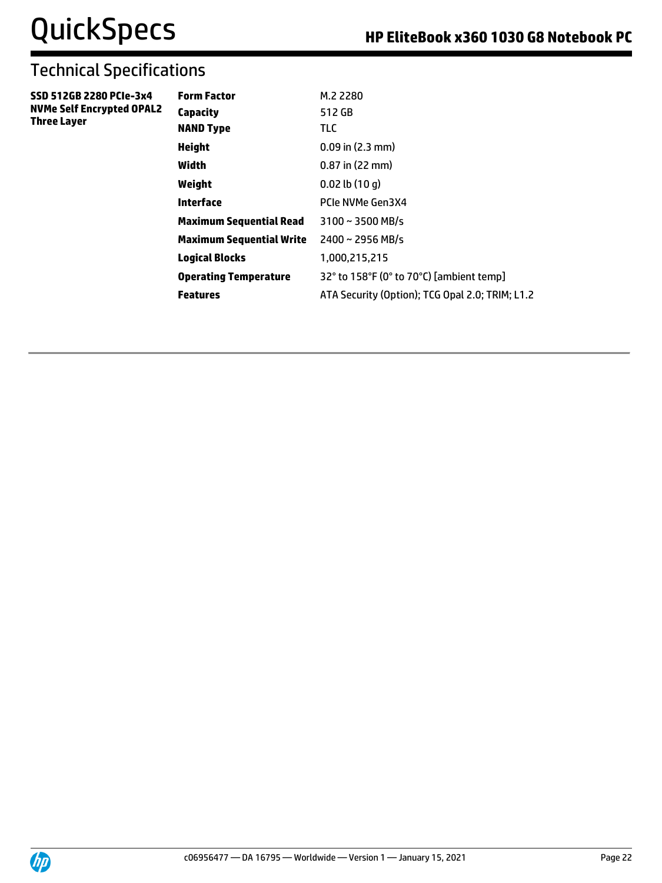## Technical Specifications

| | | |
|---|---|---|
| **SSD 512GB 2280 PCIe-3x4 NVMe Self Encrypted OPAL2 Three Layer** | **Form Factor** | M.2 2280 |
| | **Capacity** | 512 GB |
| | **NAND Type** | TLC |
| | **Height** | 0.09 in (2.3 mm) |
| | **Width** | 0.87 in (22 mm) |
| | **Weight** | 0.02 lb (10 g) |
| | **Interface** | PCIe NVMe Gen3X4 |
| | **Maximum Sequential Read** | 3100 ~ 3500 MB/s |
| | **Maximum Sequential Write** | 2400 ~ 2956 MB/s |
| | **Logical Blocks** | 1,000,215,215 |
| | **Operating Temperature** | 32° to 158°F (0° to 70°C) [ambient temp] |
| | **Features** | ATA Security (Option); TCG Opal 2.0; TRIM; L1.2 |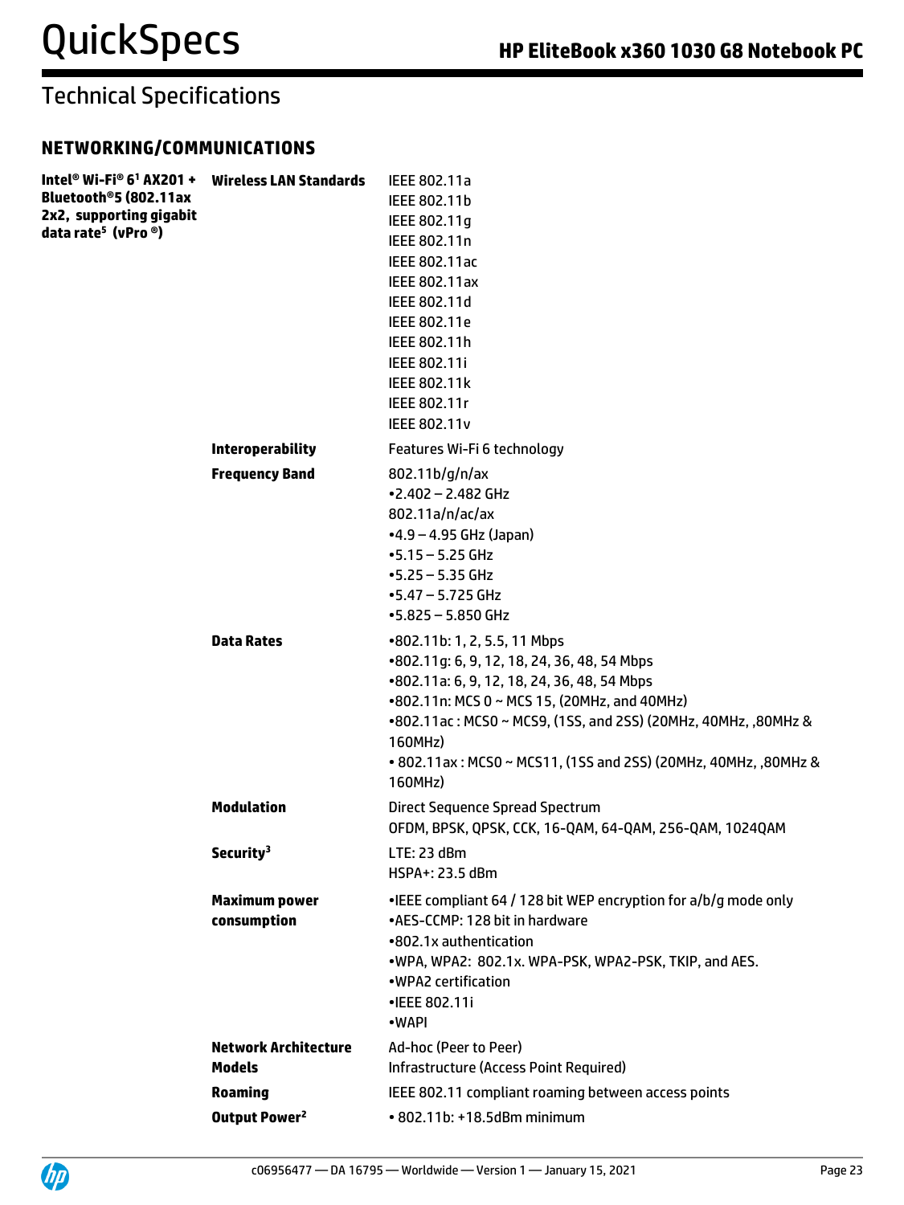# Technical Specifications

## NETWORKING/COMMUNICATIONS

| | | |
|---|---|---|
| **Intel® Wi-Fi® 6[1] AX201 + Bluetooth®5 (802.11ax 2x2, supporting gigabit data rate[5] (vPro ®)** | **Wireless LAN Standards** | IEEE 802.11a<br>IEEE 802.11b<br>IEEE 802.11g<br>IEEE 802.11n<br>IEEE 802.11ac<br>IEEE 802.11ax<br>IEEE 802.11d<br>IEEE 802.11e<br>IEEE 802.11h<br>IEEE 802.11i<br>IEEE 802.11k<br>IEEE 802.11r<br>IEEE 802.11v |
| | **Interoperability** | Features Wi-Fi 6 technology |
| | **Frequency Band** | 802.11b/g/n/ax<br>•2.402 – 2.482 GHz<br>802.11a/n/ac/ax<br>•4.9 – 4.95 GHz (Japan)<br>•5.15 – 5.25 GHz<br>•5.25 – 5.35 GHz<br>•5.47 – 5.725 GHz<br>•5.825 – 5.850 GHz |
| | **Data Rates** | •802.11b: 1, 2, 5.5, 11 Mbps<br>•802.11g: 6, 9, 12, 18, 24, 36, 48, 54 Mbps<br>•802.11a: 6, 9, 12, 18, 24, 36, 48, 54 Mbps<br>•802.11n: MCS 0 ~ MCS 15, (20MHz, and 40MHz)<br>•802.11ac : MCS0 ~ MCS9, (1SS, and 2SS) (20MHz, 40MHz, ,80MHz & 160MHz)<br>• 802.11ax : MCS0 ~ MCS11, (1SS and 2SS) (20MHz, 40MHz, ,80MHz & 160MHz) |
| | **Modulation** | Direct Sequence Spread Spectrum<br>OFDM, BPSK, QPSK, CCK, 16-QAM, 64-QAM, 256-QAM, 1024QAM |
| | **Security[3]** | LTE: 23 dBm<br>HSPA+: 23.5 dBm |
| | **Maximum power consumption** | •IEEE compliant 64 / 128 bit WEP encryption for a/b/g mode only<br>•AES-CCMP: 128 bit in hardware<br>•802.1x authentication<br>•WPA, WPA2: 802.1x. WPA-PSK, WPA2-PSK, TKIP, and AES.<br>•WPA2 certification<br>•IEEE 802.11i<br>•WAPI |
| | **Network Architecture Models** | Ad-hoc (Peer to Peer)<br>Infrastructure (Access Point Required) |
| | **Roaming** | IEEE 802.11 compliant roaming between access points |
| | **Output Power[2]** | • 802.11b: +18.5dBm minimum |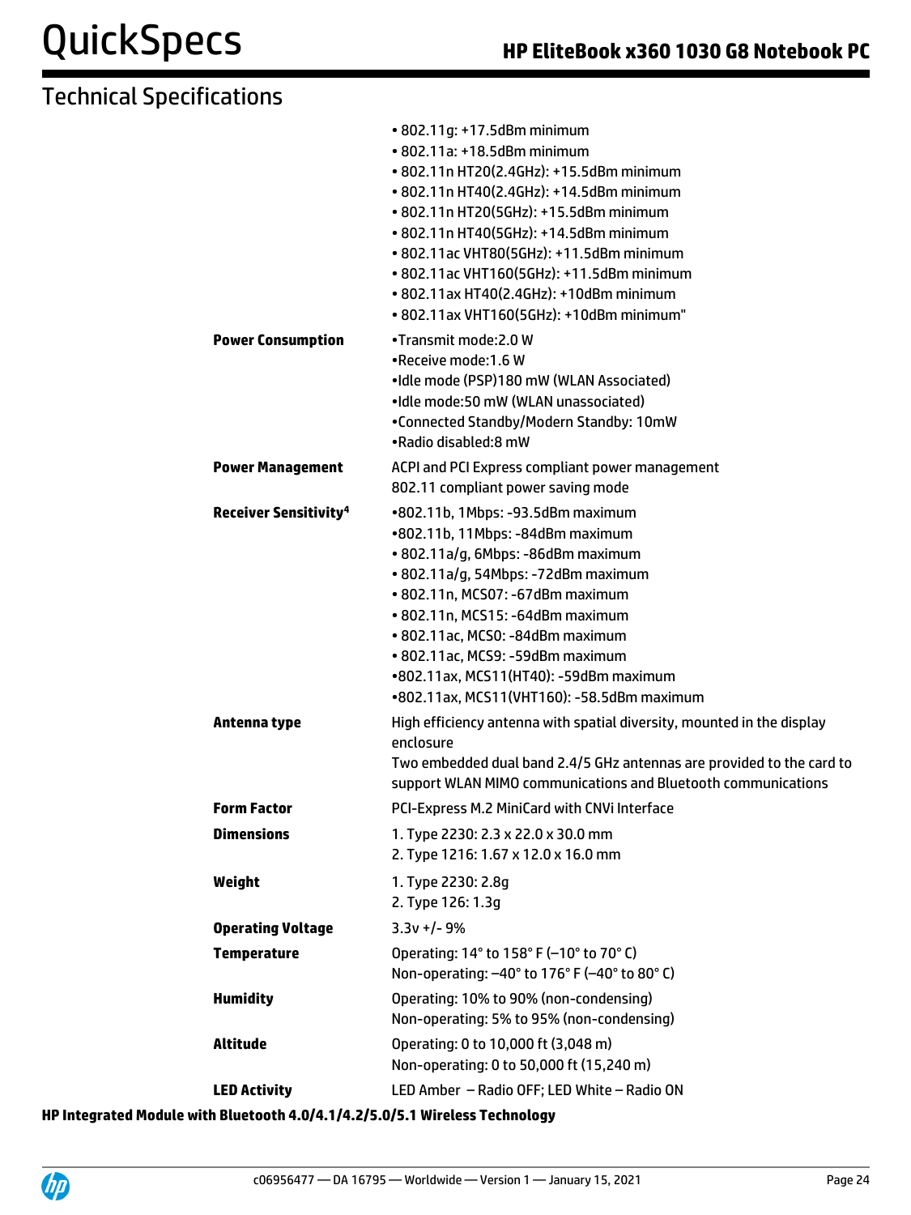## Technical Specifications

| | |
|---|---|
| | • 802.11g: +17.5dBm minimum<br>• 802.11a: +18.5dBm minimum<br>• 802.11n HT20(2.4GHz): +15.5dBm minimum<br>• 802.11n HT40(2.4GHz): +14.5dBm minimum<br>• 802.11n HT20(5GHz): +15.5dBm minimum<br>• 802.11n HT40(5GHz): +14.5dBm minimum<br>• 802.11ac VHT80(5GHz): +11.5dBm minimum<br>• 802.11ac VHT160(5GHz): +11.5dBm minimum<br>• 802.11ax HT40(2.4GHz): +10dBm minimum<br>• 802.11ax VHT160(5GHz): +10dBm minimum" |
| **Power Consumption** | •Transmit mode:2.0 W<br>•Receive mode:1.6 W<br>•Idle mode (PSP)180 mW (WLAN Associated)<br>•Idle mode:50 mW (WLAN unassociated)<br>•Connected Standby/Modern Standby: 10mW<br>•Radio disabled:8 mW |
| **Power Management** | ACPI and PCI Express compliant power management<br>802.11 compliant power saving mode |
| **Receiver Sensitivity[4]** | •802.11b, 1Mbps: -93.5dBm maximum<br>•802.11b, 11Mbps: -84dBm maximum<br>• 802.11a/g, 6Mbps: -86dBm maximum<br>• 802.11a/g, 54Mbps: -72dBm maximum<br>• 802.11n, MCS07: -67dBm maximum<br>• 802.11n, MCS15: -64dBm maximum<br>• 802.11ac, MCS0: -84dBm maximum<br>• 802.11ac, MCS9: -59dBm maximum<br>•802.11ax, MCS11(HT40): -59dBm maximum<br>•802.11ax, MCS11(VHT160): -58.5dBm maximum |
| **Antenna type** | High efficiency antenna with spatial diversity, mounted in the display enclosure<br>Two embedded dual band 2.4/5 GHz antennas are provided to the card to support WLAN MIMO communications and Bluetooth communications |
| **Form Factor** | PCI-Express M.2 MiniCard with CNVi Interface |
| **Dimensions** | 1. Type 2230: 2.3 x 22.0 x 30.0 mm<br>2. Type 1216: 1.67 x 12.0 x 16.0 mm |
| **Weight** | 1. Type 2230: 2.8g<br>2. Type 126: 1.3g |
| **Operating Voltage** | 3.3v +/- 9% |
| **Temperature** | Operating: 14° to 158° F (–10° to 70° C)<br>Non-operating: –40° to 176° F (–40° to 80° C) |
| **Humidity** | Operating: 10% to 90% (non-condensing)<br>Non-operating: 5% to 95% (non-condensing) |
| **Altitude** | Operating: 0 to 10,000 ft (3,048 m)<br>Non-operating: 0 to 50,000 ft (15,240 m) |
| **LED Activity** | LED Amber – Radio OFF; LED White – Radio ON |

**HP Integrated Module with Bluetooth 4.0/4.1/4.2/5.0/5.1 Wireless Technology**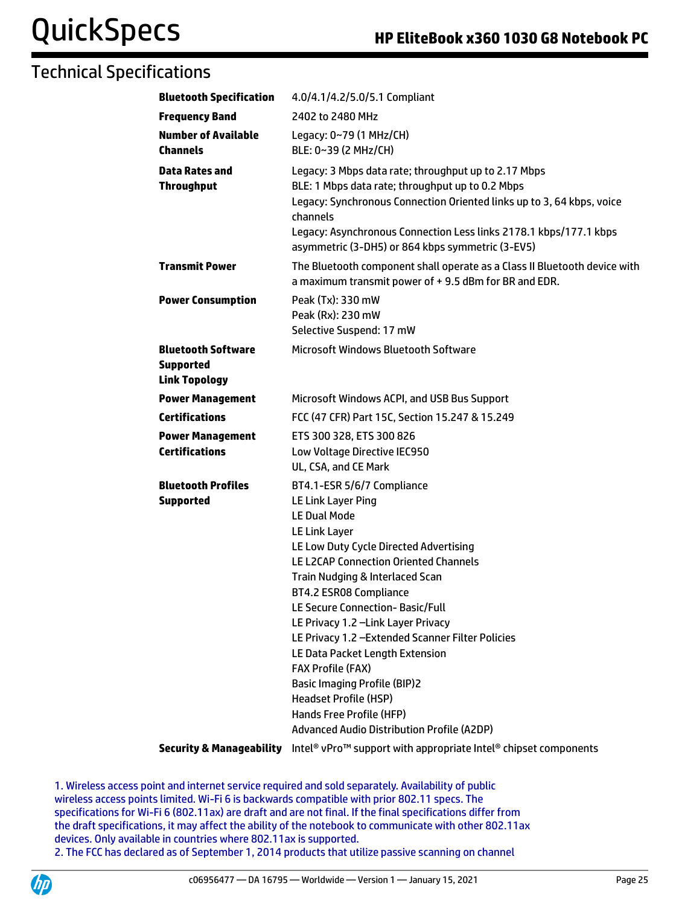## Technical Specifications

| | |
|---|---|
| **Bluetooth Specification** | 4.0/4.1/4.2/5.0/5.1 Compliant |
| **Frequency Band** | 2402 to 2480 MHz |
| **Number of Available Channels** | Legacy: 0~79 (1 MHz/CH)<br>BLE: 0~39 (2 MHz/CH) |
| **Data Rates and Throughput** | Legacy: 3 Mbps data rate; throughput up to 2.17 Mbps<br>BLE: 1 Mbps data rate; throughput up to 0.2 Mbps<br>Legacy: Synchronous Connection Oriented links up to 3, 64 kbps, voice channels<br>Legacy: Asynchronous Connection Less links 2178.1 kbps/177.1 kbps asymmetric (3-DH5) or 864 kbps symmetric (3-EV5) |
| **Transmit Power** | The Bluetooth component shall operate as a Class II Bluetooth device with a maximum transmit power of + 9.5 dBm for BR and EDR. |
| **Power Consumption** | Peak (Tx): 330 mW<br>Peak (Rx): 230 mW<br>Selective Suspend: 17 mW |
| **Bluetooth Software Supported Link Topology** | Microsoft Windows Bluetooth Software |
| **Power Management** | Microsoft Windows ACPI, and USB Bus Support |
| **Certifications** | FCC (47 CFR) Part 15C, Section 15.247 & 15.249 |
| **Power Management Certifications** | ETS 300 328, ETS 300 826<br>Low Voltage Directive IEC950<br>UL, CSA, and CE Mark |
| **Bluetooth Profiles Supported** | BT4.1-ESR 5/6/7 Compliance<br>LE Link Layer Ping<br>LE Dual Mode<br>LE Link Layer<br>LE Low Duty Cycle Directed Advertising<br>LE L2CAP Connection Oriented Channels<br>Train Nudging & Interlaced Scan<br>BT4.2 ESR08 Compliance<br>LE Secure Connection- Basic/Full<br>LE Privacy 1.2 –Link Layer Privacy<br>LE Privacy 1.2 –Extended Scanner Filter Policies<br>LE Data Packet Length Extension<br>FAX Profile (FAX)<br>Basic Imaging Profile (BIP)2<br>Headset Profile (HSP)<br>Hands Free Profile (HFP)<br>Advanced Audio Distribution Profile (A2DP) |
| **Security & Manageability** | Intel® vPro™ support with appropriate Intel® chipset components |

1. Wireless access point and internet service required and sold separately. Availability of public wireless access points limited. Wi-Fi 6 is backwards compatible with prior 802.11 specs. The specifications for Wi-Fi 6 (802.11ax) are draft and are not final. If the final specifications differ from the draft specifications, it may affect the ability of the notebook to communicate with other 802.11ax devices. Only available in countries where 802.11ax is supported.
2. The FCC has declared as of September 1, 2014 products that utilize passive scanning on channel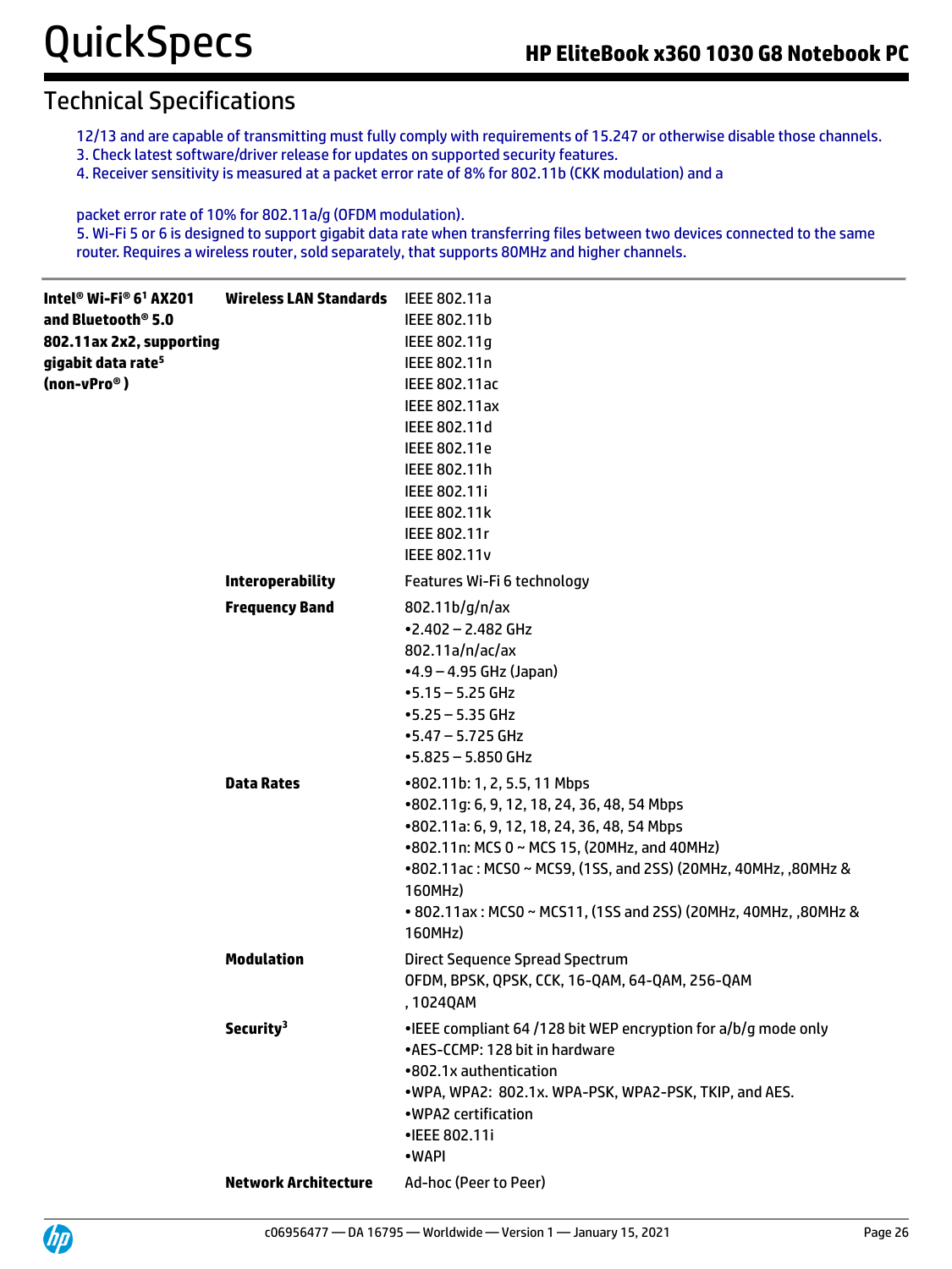## Technical Specifications

12/13 and are capable of transmitting must fully comply with requirements of 15.247 or otherwise disable those channels.
3. Check latest software/driver release for updates on supported security features.
4. Receiver sensitivity is measured at a packet error rate of 8% for 802.11b (CKK modulation) and a

packet error rate of 10% for 802.11a/g (OFDM modulation).
5. Wi-Fi 5 or 6 is designed to support gigabit data rate when transferring files between two devices connected to the same router. Requires a wireless router, sold separately, that supports 80MHz and higher channels.

| | | |
|---|---|---|
| **Intel® Wi-Fi® 6[1] AX201 and Bluetooth® 5.0 802.11ax 2x2, supporting gigabit data rate[5] (non-vPro® )** | **Wireless LAN Standards** | IEEE 802.11a<br>IEEE 802.11b<br>IEEE 802.11g<br>IEEE 802.11n<br>IEEE 802.11ac<br>IEEE 802.11ax<br>IEEE 802.11d<br>IEEE 802.11e<br>IEEE 802.11h<br>IEEE 802.11i<br>IEEE 802.11k<br>IEEE 802.11r<br>IEEE 802.11v |
| | **Interoperability** | Features Wi-Fi 6 technology |
| | **Frequency Band** | 802.11b/g/n/ax<br>•2.402 – 2.482 GHz<br>802.11a/n/ac/ax<br>•4.9 – 4.95 GHz (Japan)<br>•5.15 – 5.25 GHz<br>•5.25 – 5.35 GHz<br>•5.47 – 5.725 GHz<br>•5.825 – 5.850 GHz |
| | **Data Rates** | •802.11b: 1, 2, 5.5, 11 Mbps<br>•802.11g: 6, 9, 12, 18, 24, 36, 48, 54 Mbps<br>•802.11a: 6, 9, 12, 18, 24, 36, 48, 54 Mbps<br>•802.11n: MCS 0 ~ MCS 15, (20MHz, and 40MHz)<br>•802.11ac : MCS0 ~ MCS9, (1SS, and 2SS) (20MHz, 40MHz, ,80MHz & 160MHz)<br>• 802.11ax : MCS0 ~ MCS11, (1SS and 2SS) (20MHz, 40MHz, ,80MHz & 160MHz) |
| | **Modulation** | Direct Sequence Spread Spectrum<br>OFDM, BPSK, QPSK, CCK, 16-QAM, 64-QAM, 256-QAM , 1024QAM |
| | **Security[3]** | •IEEE compliant 64 /128 bit WEP encryption for a/b/g mode only<br>•AES-CCMP: 128 bit in hardware<br>•802.1x authentication<br>•WPA, WPA2: 802.1x. WPA-PSK, WPA2-PSK, TKIP, and AES.<br>•WPA2 certification<br>•IEEE 802.11i<br>•WAPI |
| | **Network Architecture** | Ad-hoc (Peer to Peer) |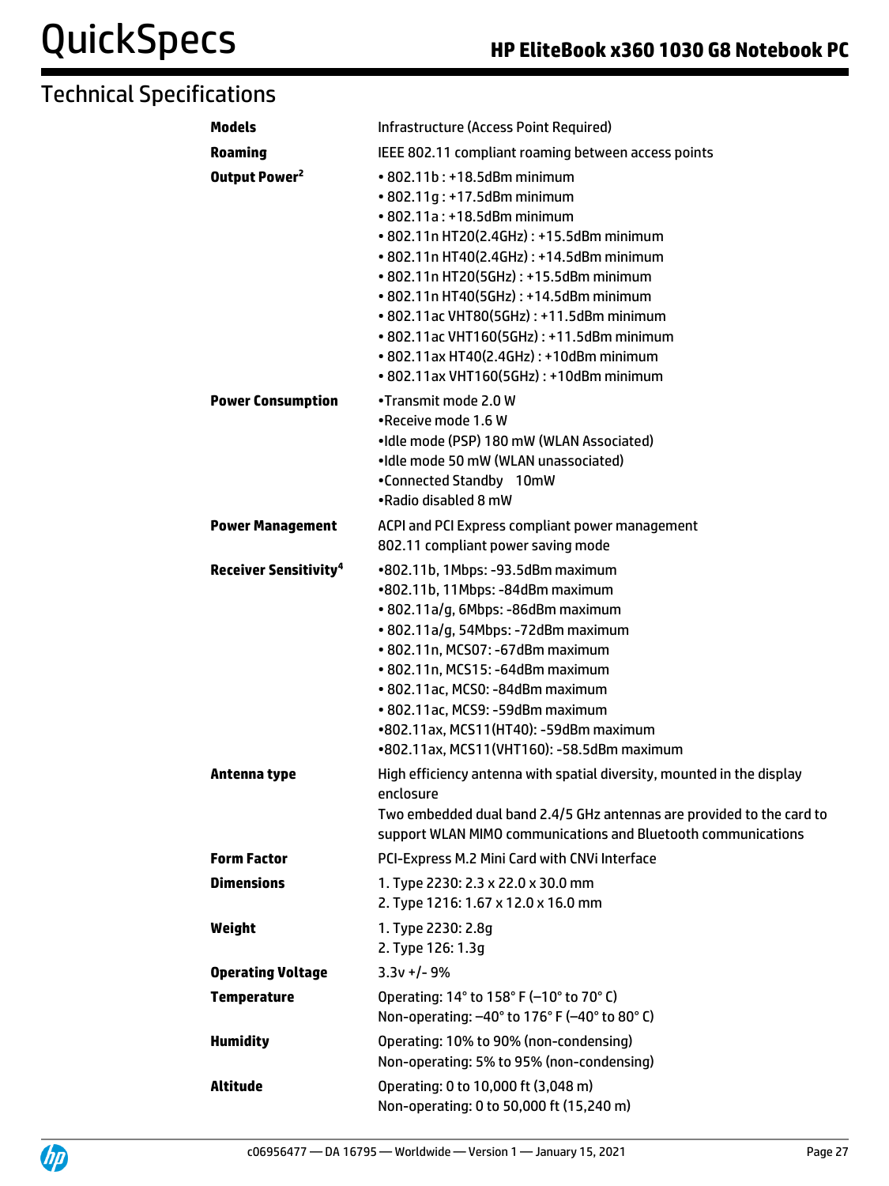# Technical Specifications

| | |
|---|---|
| **Models** | Infrastructure (Access Point Required) |
| **Roaming** | IEEE 802.11 compliant roaming between access points |
| **Output Power**[2] | • 802.11b : +18.5dBm minimum<br>• 802.11g : +17.5dBm minimum<br>• 802.11a : +18.5dBm minimum<br>• 802.11n HT20(2.4GHz) : +15.5dBm minimum<br>• 802.11n HT40(2.4GHz) : +14.5dBm minimum<br>• 802.11n HT20(5GHz) : +15.5dBm minimum<br>• 802.11n HT40(5GHz) : +14.5dBm minimum<br>• 802.11ac VHT80(5GHz) : +11.5dBm minimum<br>• 802.11ac VHT160(5GHz) : +11.5dBm minimum<br>• 802.11ax HT40(2.4GHz) : +10dBm minimum<br>• 802.11ax VHT160(5GHz) : +10dBm minimum |
| **Power Consumption** | •Transmit mode 2.0 W<br>•Receive mode 1.6 W<br>•Idle mode (PSP) 180 mW (WLAN Associated)<br>•Idle mode 50 mW (WLAN unassociated)<br>•Connected Standby 10mW<br>•Radio disabled 8 mW |
| **Power Management** | ACPI and PCI Express compliant power management<br>802.11 compliant power saving mode |
| **Receiver Sensitivity**[4] | •802.11b, 1Mbps: -93.5dBm maximum<br>•802.11b, 11Mbps: -84dBm maximum<br>• 802.11a/g, 6Mbps: -86dBm maximum<br>• 802.11a/g, 54Mbps: -72dBm maximum<br>• 802.11n, MCS07: -67dBm maximum<br>• 802.11n, MCS15: -64dBm maximum<br>• 802.11ac, MCS0: -84dBm maximum<br>• 802.11ac, MCS9: -59dBm maximum<br>•802.11ax, MCS11(HT40): -59dBm maximum<br>•802.11ax, MCS11(VHT160): -58.5dBm maximum |
| **Antenna type** | High efficiency antenna with spatial diversity, mounted in the display enclosure<br>Two embedded dual band 2.4/5 GHz antennas are provided to the card to support WLAN MIMO communications and Bluetooth communications |
| **Form Factor** | PCI-Express M.2 Mini Card with CNVi Interface |
| **Dimensions** | 1. Type 2230: 2.3 x 22.0 x 30.0 mm<br>2. Type 1216: 1.67 x 12.0 x 16.0 mm |
| **Weight** | 1. Type 2230: 2.8g<br>2. Type 126: 1.3g |
| **Operating Voltage** | 3.3v +/- 9% |
| **Temperature** | Operating: 14° to 158° F (–10° to 70° C)<br>Non-operating: –40° to 176° F (–40° to 80° C) |
| **Humidity** | Operating: 10% to 90% (non-condensing)<br>Non-operating: 5% to 95% (non-condensing) |
| **Altitude** | Operating: 0 to 10,000 ft (3,048 m)<br>Non-operating: 0 to 50,000 ft (15,240 m) |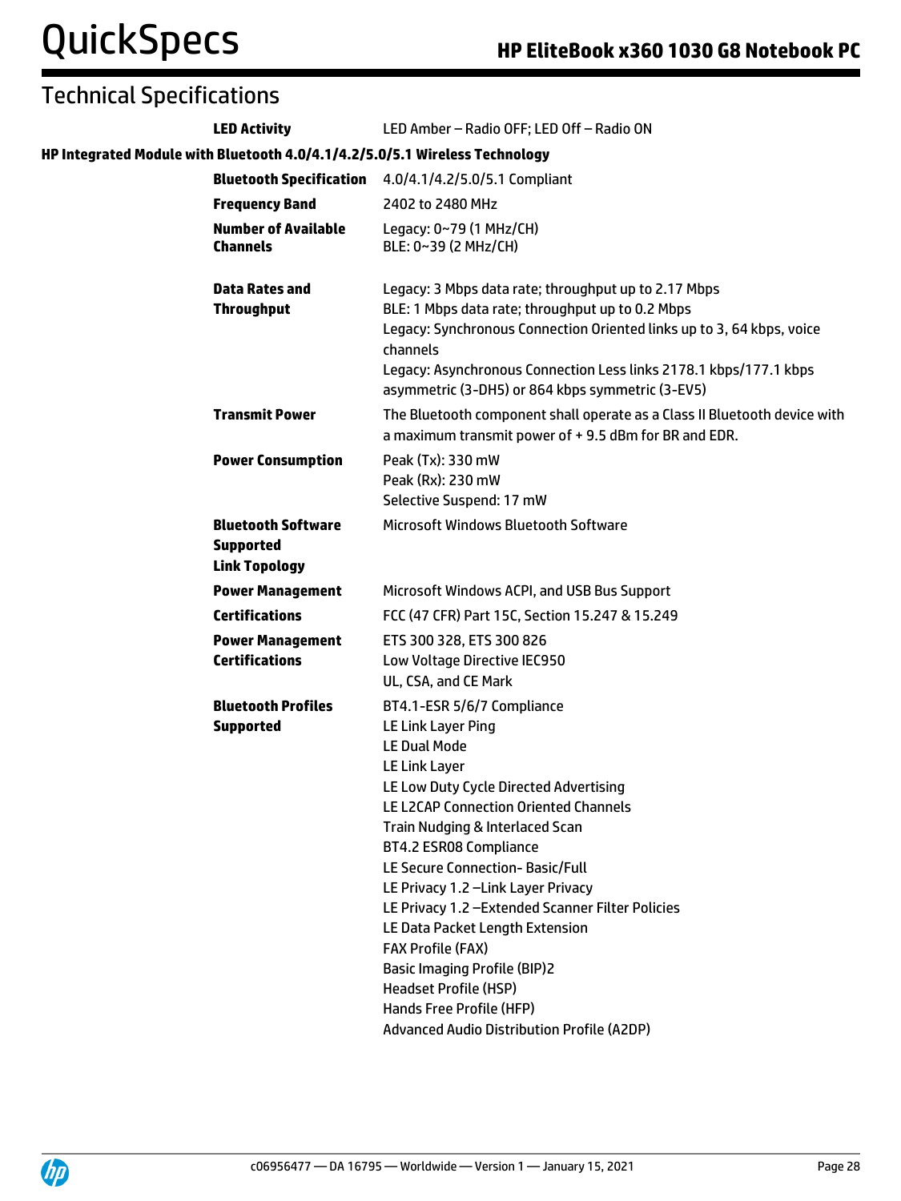## Technical Specifications

| | |
|---|---|
| **LED Activity** | LED Amber – Radio OFF; LED Off – Radio ON |

**HP Integrated Module with Bluetooth 4.0/4.1/4.2/5.0/5.1 Wireless Technology**

| | |
|---|---|
| **Bluetooth Specification** | 4.0/4.1/4.2/5.0/5.1 Compliant |
| **Frequency Band** | 2402 to 2480 MHz |
| **Number of Available Channels** | Legacy: 0~79 (1 MHz/CH)<br>BLE: 0~39 (2 MHz/CH) |
| **Data Rates and Throughput** | Legacy: 3 Mbps data rate; throughput up to 2.17 Mbps<br>BLE: 1 Mbps data rate; throughput up to 0.2 Mbps<br>Legacy: Synchronous Connection Oriented links up to 3, 64 kbps, voice channels<br>Legacy: Asynchronous Connection Less links 2178.1 kbps/177.1 kbps asymmetric (3-DH5) or 864 kbps symmetric (3-EV5) |
| **Transmit Power** | The Bluetooth component shall operate as a Class II Bluetooth device with a maximum transmit power of + 9.5 dBm for BR and EDR. |
| **Power Consumption** | Peak (Tx): 330 mW<br>Peak (Rx): 230 mW<br>Selective Suspend: 17 mW |
| **Bluetooth Software Supported**<br>**Link Topology** | Microsoft Windows Bluetooth Software |
| **Power Management** | Microsoft Windows ACPI, and USB Bus Support |
| **Certifications** | FCC (47 CFR) Part 15C, Section 15.247 & 15.249 |
| **Power Management Certifications** | ETS 300 328, ETS 300 826<br>Low Voltage Directive IEC950<br>UL, CSA, and CE Mark |
| **Bluetooth Profiles Supported** | BT4.1-ESR 5/6/7 Compliance<br>LE Link Layer Ping<br>LE Dual Mode<br>LE Link Layer<br>LE Low Duty Cycle Directed Advertising<br>LE L2CAP Connection Oriented Channels<br>Train Nudging & Interlaced Scan<br>BT4.2 ESR08 Compliance<br>LE Secure Connection- Basic/Full<br>LE Privacy 1.2 –Link Layer Privacy<br>LE Privacy 1.2 –Extended Scanner Filter Policies<br>LE Data Packet Length Extension<br>FAX Profile (FAX)<br>Basic Imaging Profile (BIP)2<br>Headset Profile (HSP)<br>Hands Free Profile (HFP)<br>Advanced Audio Distribution Profile (A2DP) |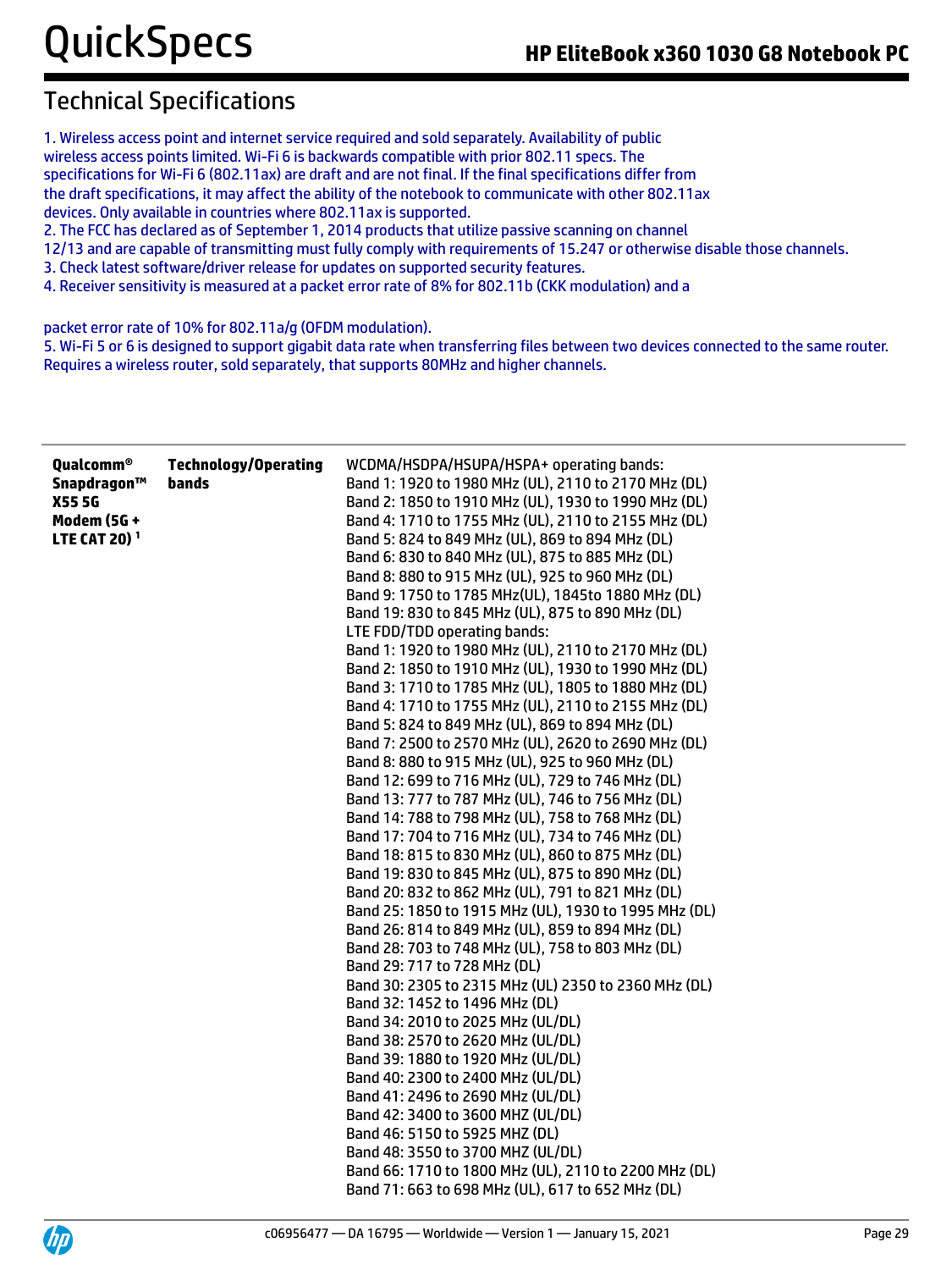## Technical Specifications

1. Wireless access point and internet service required and sold separately. Availability of public wireless access points limited. Wi-Fi 6 is backwards compatible with prior 802.11 specs. The specifications for Wi-Fi 6 (802.11ax) are draft and are not final. If the final specifications differ from the draft specifications, it may affect the ability of the notebook to communicate with other 802.11ax devices. Only available in countries where 802.11ax is supported.
2. The FCC has declared as of September 1, 2014 products that utilize passive scanning on channel 12/13 and are capable of transmitting must fully comply with requirements of 15.247 or otherwise disable those channels.
3. Check latest software/driver release for updates on supported security features.
4. Receiver sensitivity is measured at a packet error rate of 8% for 802.11b (CKK modulation) and a packet error rate of 10% for 802.11a/g (OFDM modulation).
5. Wi-Fi 5 or 6 is designed to support gigabit data rate when transferring files between two devices connected to the same router. Requires a wireless router, sold separately, that supports 80MHz and higher channels.

| | | |
|---|---|---|
| **Qualcomm® Snapdragon™ X55 5G Modem (5G + LTE CAT 20)** [1] | **Technology/Operating bands** | WCDMA/HSDPA/HSUPA/HSPA+ operating bands:<br>Band 1: 1920 to 1980 MHz (UL), 2110 to 2170 MHz (DL)<br>Band 2: 1850 to 1910 MHz (UL), 1930 to 1990 MHz (DL)<br>Band 4: 1710 to 1755 MHz (UL), 2110 to 2155 MHz (DL)<br>Band 5: 824 to 849 MHz (UL), 869 to 894 MHz (DL)<br>Band 6: 830 to 840 MHz (UL), 875 to 885 MHz (DL)<br>Band 8: 880 to 915 MHz (UL), 925 to 960 MHz (DL)<br>Band 9: 1750 to 1785 MHz(UL), 1845to 1880 MHz (DL)<br>Band 19: 830 to 845 MHz (UL), 875 to 890 MHz (DL)<br>LTE FDD/TDD operating bands:<br>Band 1: 1920 to 1980 MHz (UL), 2110 to 2170 MHz (DL)<br>Band 2: 1850 to 1910 MHz (UL), 1930 to 1990 MHz (DL)<br>Band 3: 1710 to 1785 MHz (UL), 1805 to 1880 MHz (DL)<br>Band 4: 1710 to 1755 MHz (UL), 2110 to 2155 MHz (DL)<br>Band 5: 824 to 849 MHz (UL), 869 to 894 MHz (DL)<br>Band 7: 2500 to 2570 MHz (UL), 2620 to 2690 MHz (DL)<br>Band 8: 880 to 915 MHz (UL), 925 to 960 MHz (DL)<br>Band 12: 699 to 716 MHz (UL), 729 to 746 MHz (DL)<br>Band 13: 777 to 787 MHz (UL), 746 to 756 MHz (DL)<br>Band 14: 788 to 798 MHz (UL), 758 to 768 MHz (DL)<br>Band 17: 704 to 716 MHz (UL), 734 to 746 MHz (DL)<br>Band 18: 815 to 830 MHz (UL), 860 to 875 MHz (DL)<br>Band 19: 830 to 845 MHz (UL), 875 to 890 MHz (DL)<br>Band 20: 832 to 862 MHz (UL), 791 to 821 MHz (DL)<br>Band 25: 1850 to 1915 MHz (UL), 1930 to 1995 MHz (DL)<br>Band 26: 814 to 849 MHz (UL), 859 to 894 MHz (DL)<br>Band 28: 703 to 748 MHz (UL), 758 to 803 MHz (DL)<br>Band 29: 717 to 728 MHz (DL)<br>Band 30: 2305 to 2315 MHz (UL) 2350 to 2360 MHz (DL)<br>Band 32: 1452 to 1496 MHz (DL)<br>Band 34: 2010 to 2025 MHz (UL/DL)<br>Band 38: 2570 to 2620 MHz (UL/DL)<br>Band 39: 1880 to 1920 MHz (UL/DL)<br>Band 40: 2300 to 2400 MHz (UL/DL)<br>Band 41: 2496 to 2690 MHz (UL/DL)<br>Band 42: 3400 to 3600 MHZ (UL/DL)<br>Band 46: 5150 to 5925 MHZ (DL)<br>Band 48: 3550 to 3700 MHZ (UL/DL)<br>Band 66: 1710 to 1800 MHz (UL), 2110 to 2200 MHz (DL)<br>Band 71: 663 to 698 MHz (UL), 617 to 652 MHz (DL) |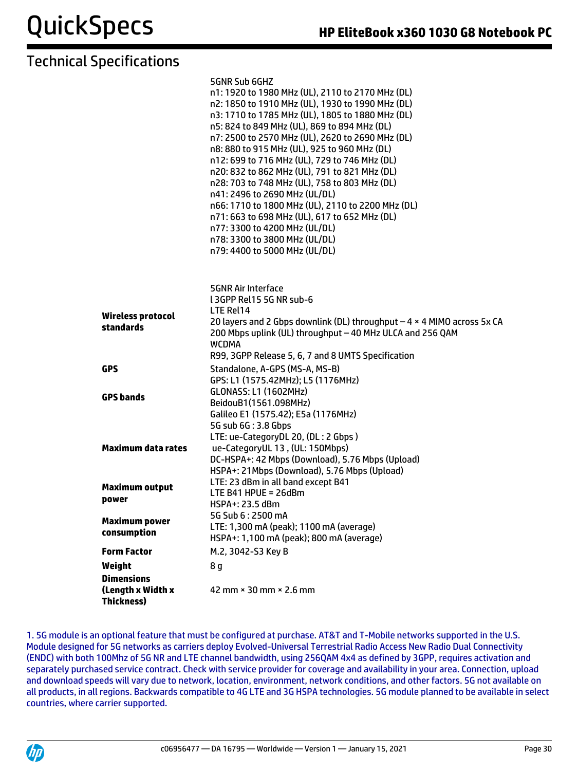## Technical Specifications

| | |
|---|---|
| | 5GNR Sub 6GHZ<br>n1: 1920 to 1980 MHz (UL), 2110 to 2170 MHz (DL)<br>n2: 1850 to 1910 MHz (UL), 1930 to 1990 MHz (DL)<br>n3: 1710 to 1785 MHz (UL), 1805 to 1880 MHz (DL)<br>n5: 824 to 849 MHz (UL), 869 to 894 MHz (DL)<br>n7: 2500 to 2570 MHz (UL), 2620 to 2690 MHz (DL)<br>n8: 880 to 915 MHz (UL), 925 to 960 MHz (DL)<br>n12: 699 to 716 MHz (UL), 729 to 746 MHz (DL)<br>n20: 832 to 862 MHz (UL), 791 to 821 MHz (DL)<br>n28: 703 to 748 MHz (UL), 758 to 803 MHz (DL)<br>n41: 2496 to 2690 MHz (UL/DL)<br>n66: 1710 to 1800 MHz (UL), 2110 to 2200 MHz (DL)<br>n71: 663 to 698 MHz (UL), 617 to 652 MHz (DL)<br>n77: 3300 to 4200 MHz (UL/DL)<br>n78: 3300 to 3800 MHz (UL/DL)<br>n79: 4400 to 5000 MHz (UL/DL) |
| **Wireless protocol standards** | 5GNR Air Interface<br>l 3GPP Rel15 5G NR sub-6<br>LTE Rel14<br>20 layers and 2 Gbps downlink (DL) throughput – 4 × 4 MIMO across 5x CA<br>200 Mbps uplink (UL) throughput – 40 MHz ULCA and 256 QAM<br>WCDMA<br>R99, 3GPP Release 5, 6, 7 and 8 UMTS Specification |
| **GPS** | Standalone, A-GPS (MS-A, MS-B) |
| **GPS bands** | GPS: L1 (1575.42MHz); L5 (1176MHz)<br>GLONASS: L1 (1602MHz)<br>BeidouB1(1561.098MHz)<br>Galileo E1 (1575.42); E5a (1176MHz) |
| **Maximum data rates** | 5G sub 6G : 3.8 Gbps<br>LTE: ue-CategoryDL 20, (DL : 2 Gbps )<br>ue-CategoryUL 13 , (UL: 150Mbps)<br>DC-HSPA+: 42 Mbps (Download), 5.76 Mbps (Upload)<br>HSPA+: 21Mbps (Download), 5.76 Mbps (Upload) |
| **Maximum output power** | LTE: 23 dBm in all band except B41<br>LTE B41 HPUE = 26dBm<br>HSPA+: 23.5 dBm |
| **Maximum power consumption** | 5G Sub 6 : 2500 mA<br>LTE: 1,300 mA (peak); 1100 mA (average)<br>HSPA+: 1,100 mA (peak); 800 mA (average) |
| **Form Factor** | M.2, 3042-S3 Key B |
| **Weight** | 8 g |
| **Dimensions (Length x Width x Thickness)** | 42 mm × 30 mm × 2.6 mm |

1. 5G module is an optional feature that must be configured at purchase. AT&T and T-Mobile networks supported in the U.S. Module designed for 5G networks as carriers deploy Evolved-Universal Terrestrial Radio Access New Radio Dual Connectivity (ENDC) with both 100Mhz of 5G NR and LTE channel bandwidth, using 256QAM 4x4 as defined by 3GPP, requires activation and separately purchased service contract. Check with service provider for coverage and availability in your area. Connection, upload and download speeds will vary due to network, location, environment, network conditions, and other factors. 5G not available on all products, in all regions. Backwards compatible to 4G LTE and 3G HSPA technologies. 5G module planned to be available in select countries, where carrier supported.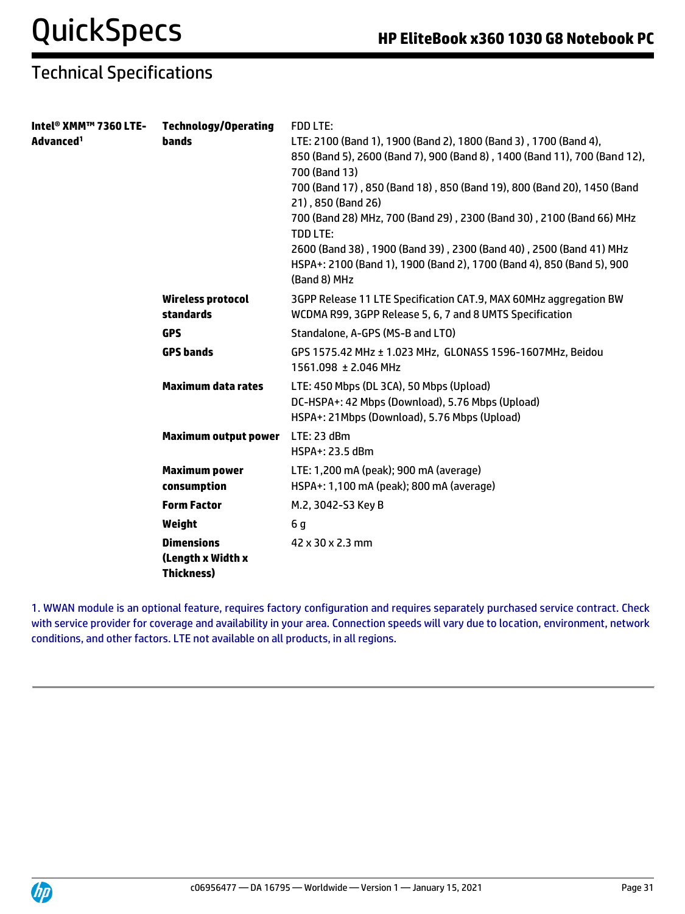## Technical Specifications

| | | |
|---|---|---|
| **Intel® XMM™ 7360 LTE-Advanced[1]** | **Technology/Operating bands** | FDD LTE:<br>LTE: 2100 (Band 1), 1900 (Band 2), 1800 (Band 3) , 1700 (Band 4), 850 (Band 5), 2600 (Band 7), 900 (Band 8) , 1400 (Band 11), 700 (Band 12), 700 (Band 13)<br>700 (Band 17) , 850 (Band 18) , 850 (Band 19), 800 (Band 20), 1450 (Band 21) , 850 (Band 26)<br>700 (Band 28) MHz, 700 (Band 29) , 2300 (Band 30) , 2100 (Band 66) MHz<br>TDD LTE:<br>2600 (Band 38) , 1900 (Band 39) , 2300 (Band 40) , 2500 (Band 41) MHz<br>HSPA+: 2100 (Band 1), 1900 (Band 2), 1700 (Band 4), 850 (Band 5), 900 (Band 8) MHz |
| | **Wireless protocol standards** | 3GPP Release 11 LTE Specification CAT.9, MAX 60MHz aggregation BW<br>WCDMA R99, 3GPP Release 5, 6, 7 and 8 UMTS Specification |
| | **GPS** | Standalone, A-GPS (MS-B and LTO) |
| | **GPS bands** | GPS 1575.42 MHz ± 1.023 MHz, GLONASS 1596-1607MHz, Beidou 1561.098 ± 2.046 MHz |
| | **Maximum data rates** | LTE: 450 Mbps (DL 3CA), 50 Mbps (Upload)<br>DC-HSPA+: 42 Mbps (Download), 5.76 Mbps (Upload)<br>HSPA+: 21Mbps (Download), 5.76 Mbps (Upload) |
| | **Maximum output power** | LTE: 23 dBm<br>HSPA+: 23.5 dBm |
| | **Maximum power consumption** | LTE: 1,200 mA (peak); 900 mA (average)<br>HSPA+: 1,100 mA (peak); 800 mA (average) |
| | **Form Factor** | M.2, 3042-S3 Key B |
| | **Weight** | 6 g |
| | **Dimensions (Length x Width x Thickness)** | 42 x 30 x 2.3 mm |

1. WWAN module is an optional feature, requires factory configuration and requires separately purchased service contract. Check with service provider for coverage and availability in your area. Connection speeds will vary due to location, environment, network conditions, and other factors. LTE not available on all products, in all regions.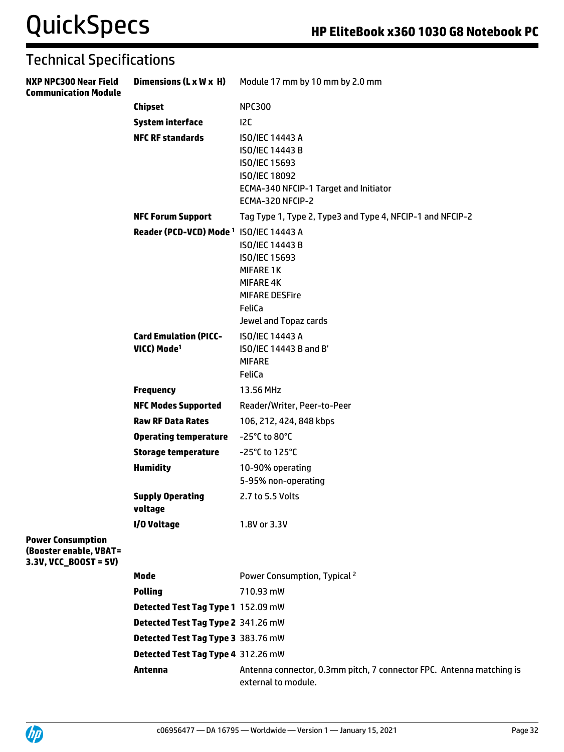## Technical Specifications

| | | |
|---|---|---|
| **NXP NPC300 Near Field Communication Module** | **Dimensions (L x W x H)** | Module 17 mm by 10 mm by 2.0 mm |
| | **Chipset** | NPC300 |
| | **System interface** | I2C |
| | **NFC RF standards** | ISO/IEC 14443 A<br>ISO/IEC 14443 B<br>ISO/IEC 15693<br>ISO/IEC 18092<br>ECMA-340 NFCIP-1 Target and Initiator<br>ECMA-320 NFCIP-2 |
| | **NFC Forum Support** | Tag Type 1, Type 2, Type3 and Type 4, NFCIP-1 and NFCIP-2 |
| | **Reader (PCD-VCD) Mode [1]** | ISO/IEC 14443 A<br>ISO/IEC 14443 B<br>ISO/IEC 15693<br>MIFARE 1K<br>MIFARE 4K<br>MIFARE DESFire<br>FeliCa<br>Jewel and Topaz cards |
| | **Card Emulation (PICC-VICC) Mode[1]** | ISO/IEC 14443 A<br>ISO/IEC 14443 B and B'<br>MIFARE<br>FeliCa |
| | **Frequency** | 13.56 MHz |
| | **NFC Modes Supported** | Reader/Writer, Peer-to-Peer |
| | **Raw RF Data Rates** | 106, 212, 424, 848 kbps |
| | **Operating temperature** | -25°C to 80°C |
| | **Storage temperature** | -25°C to 125°C |
| | **Humidity** | 10-90% operating<br>5-95% non-operating |
| | **Supply Operating voltage** | 2.7 to 5.5 Volts |
| | **I/O Voltage** | 1.8V or 3.3V |
| **Power Consumption (Booster enable, VBAT= 3.3V, VCC_BOOST = 5V)** | | |
| | **Mode** | Power Consumption, Typical [2] |
| | **Polling** | 710.93 mW |
| | **Detected Test Tag Type 1** | 152.09 mW |
| | **Detected Test Tag Type 2** | 341.26 mW |
| | **Detected Test Tag Type 3** | 383.76 mW |
| | **Detected Test Tag Type 4** | 312.26 mW |
| | **Antenna** | Antenna connector, 0.3mm pitch, 7 connector FPC. Antenna matching is external to module. |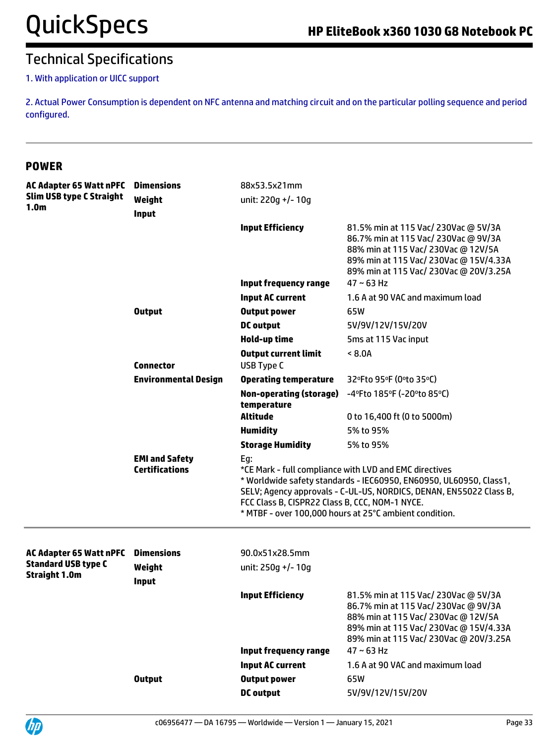## Technical Specifications

1. With application or UICC support

2. Actual Power Consumption is dependent on NFC antenna and matching circuit and on the particular polling sequence and period configured.

### POWER

| | | | |
|---|---|---|---|
| **AC Adapter 65 Watt nPFC Slim USB type C Straight 1.0m** | **Dimensions** | 88x53.5x21mm | |
| | **Weight** | unit: 220g +/- 10g | |
| | **Input** | | |
| | | **Input Efficiency** | 81.5% min at 115 Vac/ 230Vac @ 5V/3A<br>86.7% min at 115 Vac/ 230Vac @ 9V/3A<br>88% min at 115 Vac/ 230Vac @ 12V/5A<br>89% min at 115 Vac/ 230Vac @ 15V/4.33A<br>89% min at 115 Vac/ 230Vac @ 20V/3.25A |
| | | **Input frequency range** | 47 ~ 63 Hz |
| | | **Input AC current** | 1.6 A at 90 VAC and maximum load |
| | **Output** | **Output power** | 65W |
| | | **DC output** | 5V/9V/12V/15V/20V |
| | | **Hold-up time** | 5ms at 115 Vac input |
| | | **Output current limit** | < 8.0A |
| | **Connector** | USB Type C | |
| | **Environmental Design** | **Operating temperature** | 32ºFto 95ºF (0ºto 35ºC) |
| | | **Non-operating (storage) temperature** | -4ºFto 185ºF (-20ºto 85ºC) |
| | | **Altitude** | 0 to 16,400 ft (0 to 5000m) |
| | | **Humidity** | 5% to 95% |
| | | **Storage Humidity** | 5% to 95% |
| | **EMI and Safety Certifications** | Eg:<br>*CE Mark - full compliance with LVD and EMC directives<br>* Worldwide safety standards - IEC60950, EN60950, UL60950, Class1, SELV; Agency approvals - C-UL-US, NORDICS, DENAN, EN55022 Class B, FCC Class B, CISPR22 Class B, CCC, NOM-1 NYCE.<br>* MTBF - over 100,000 hours at 25°C ambient condition. | |

| | | | |
|---|---|---|---|
| **AC Adapter 65 Watt nPFC Standard USB type C Straight 1.0m** | **Dimensions** | 90.0x51x28.5mm | |
| | **Weight** | unit: 250g +/- 10g | |
| | **Input** | | |
| | | **Input Efficiency** | 81.5% min at 115 Vac/ 230Vac @ 5V/3A<br>86.7% min at 115 Vac/ 230Vac @ 9V/3A<br>88% min at 115 Vac/ 230Vac @ 12V/5A<br>89% min at 115 Vac/ 230Vac @ 15V/4.33A<br>89% min at 115 Vac/ 230Vac @ 20V/3.25A |
| | | **Input frequency range** | 47 ~ 63 Hz |
| | | **Input AC current** | 1.6 A at 90 VAC and maximum load |
| | **Output** | **Output power** | 65W |
| | | **DC output** | 5V/9V/12V/15V/20V |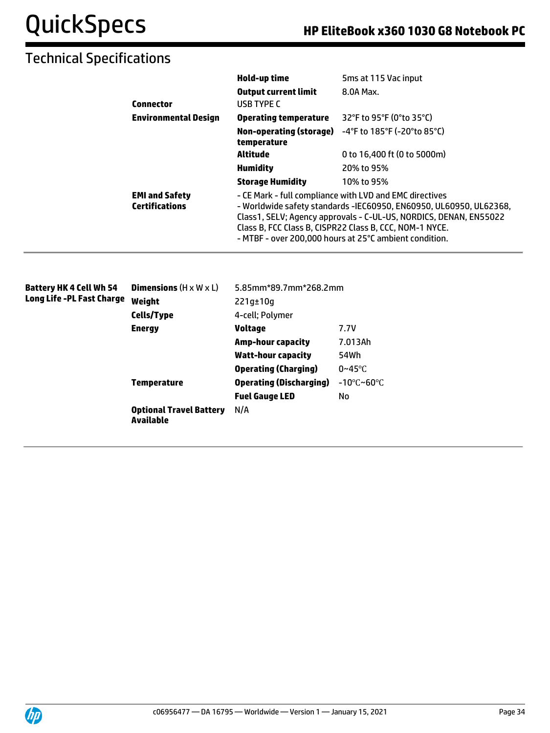## Technical Specifications

| | | | |
|---|---|---|---|
| | | **Hold-up time** | 5ms at 115 Vac input |
| | | **Output current limit** | 8.0A Max. |
| | **Connector** | USB TYPE C | |
| | **Environmental Design** | **Operating temperature** | 32°F to 95°F (0°to 35°C) |
| | | **Non-operating (storage) temperature** | -4°F to 185°F (-20°to 85°C) |
| | | **Altitude** | 0 to 16,400 ft (0 to 5000m) |
| | | **Humidity** | 20% to 95% |
| | | **Storage Humidity** | 10% to 95% |
| | **EMI and Safety Certifications** | - CE Mark - full compliance with LVD and EMC directives<br>- Worldwide safety standards -IEC60950, EN60950, UL60950, UL62368, Class1, SELV; Agency approvals - C-UL-US, NORDICS, DENAN, EN55022 Class B, FCC Class B, CISPR22 Class B, CCC, NOM-1 NYCE.<br>- MTBF - over 200,000 hours at 25°C ambient condition. | |

| | | | |
|---|---|---|---|
| **Battery HK 4 Cell Wh 54 Long Life -PL Fast Charge** | **Dimensions** (H x W x L) | 5.85mm*89.7mm*268.2mm | |
| | **Weight** | 221g±10g | |
| | **Cells/Type** | 4-cell; Polymer | |
| | **Energy** | **Voltage** | 7.7V |
| | | **Amp-hour capacity** | 7.013Ah |
| | | **Watt-hour capacity** | 54Wh |
| | | **Operating (Charging)** | 0~45℃ |
| | **Temperature** | **Operating (Discharging)** | -10℃~60℃ |
| | | **Fuel Gauge LED** | No |
| | **Optional Travel Battery Available** | N/A | |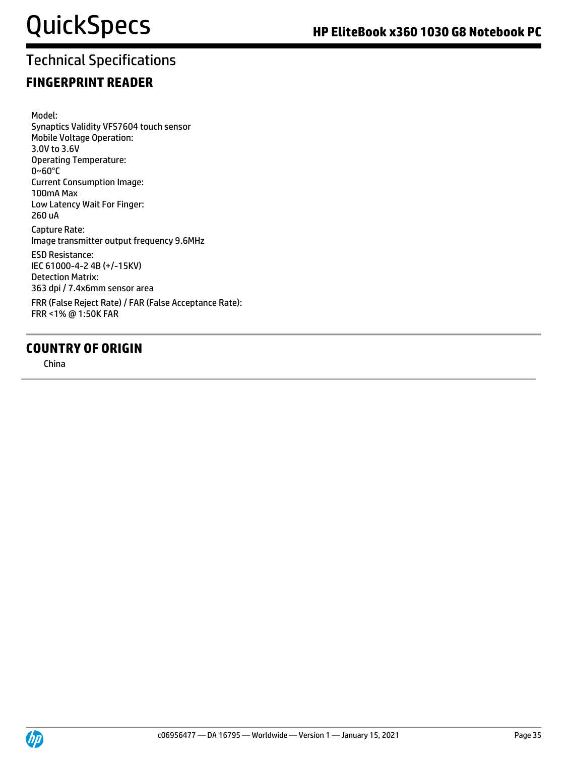## Technical Specifications

### FINGERPRINT READER

Model:
Synaptics Validity VFS7604 touch sensor
Mobile Voltage Operation:
3.0V to 3.6V
Operating Temperature:
0~60°C
Current Consumption Image:
100mA Max
Low Latency Wait For Finger:
260 uA

Capture Rate:
Image transmitter output frequency 9.6MHz

ESD Resistance:
IEC 61000-4-2 4B (+/-15KV)
Detection Matrix:
363 dpi / 7.4x6mm sensor area

FRR (False Reject Rate) / FAR (False Acceptance Rate):
FRR <1% @ 1:50K FAR

### COUNTRY OF ORIGIN

China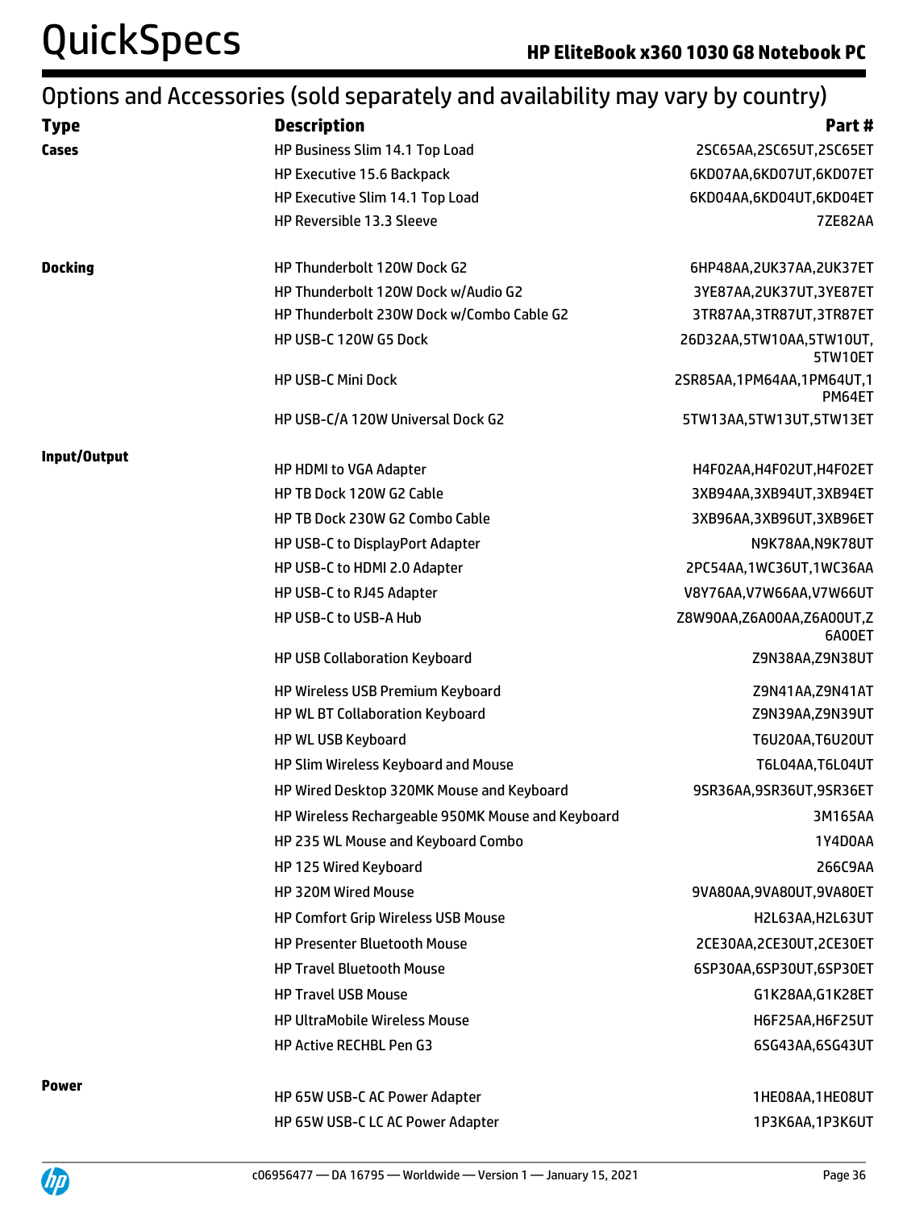## Options and Accessories (sold separately and availability may vary by country)

| Type | Description | Part # |
|---|---|---|
| **Cases** | HP Business Slim 14.1 Top Load | 2SC65AA,2SC65UT,2SC65ET |
| | HP Executive 15.6 Backpack | 6KD07AA,6KD07UT,6KD07ET |
| | HP Executive Slim 14.1 Top Load | 6KD04AA,6KD04UT,6KD04ET |
| | HP Reversible 13.3 Sleeve | 7ZE82AA |
| **Docking** | HP Thunderbolt 120W Dock G2 | 6HP48AA,2UK37AA,2UK37ET |
| | HP Thunderbolt 120W Dock w/Audio G2 | 3YE87AA,2UK37UT,3YE87ET |
| | HP Thunderbolt 230W Dock w/Combo Cable G2 | 3TR87AA,3TR87UT,3TR87ET |
| | HP USB-C 120W G5 Dock | 26D32AA,5TW10AA,5TW10UT,5TW10ET |
| | HP USB-C Mini Dock | 2SR85AA,1PM64AA,1PM64UT,1PM64ET |
| | HP USB-C/A 120W Universal Dock G2 | 5TW13AA,5TW13UT,5TW13ET |
| **Input/Output** | HP HDMI to VGA Adapter | H4F02AA,H4F02UT,H4F02ET |
| | HP TB Dock 120W G2 Cable | 3XB94AA,3XB94UT,3XB94ET |
| | HP TB Dock 230W G2 Combo Cable | 3XB96AA,3XB96UT,3XB96ET |
| | HP USB-C to DisplayPort Adapter | N9K78AA,N9K78UT |
| | HP USB-C to HDMI 2.0 Adapter | 2PC54AA,1WC36UT,1WC36AA |
| | HP USB-C to RJ45 Adapter | V8Y76AA,V7W66AA,V7W66UT |
| | HP USB-C to USB-A Hub | Z8W90AA,Z6A00AA,Z6A00UT,Z6A00ET |
| | HP USB Collaboration Keyboard | Z9N38AA,Z9N38UT |
| | HP Wireless USB Premium Keyboard | Z9N41AA,Z9N41AT |
| | HP WL BT Collaboration Keyboard | Z9N39AA,Z9N39UT |
| | HP WL USB Keyboard | T6U20AA,T6U20UT |
| | HP Slim Wireless Keyboard and Mouse | T6L04AA,T6L04UT |
| | HP Wired Desktop 320MK Mouse and Keyboard | 9SR36AA,9SR36UT,9SR36ET |
| | HP Wireless Rechargeable 950MK Mouse and Keyboard | 3M165AA |
| | HP 235 WL Mouse and Keyboard Combo | 1Y4D0AA |
| | HP 125 Wired Keyboard | 266C9AA |
| | HP 320M Wired Mouse | 9VA80AA,9VA80UT,9VA80ET |
| | HP Comfort Grip Wireless USB Mouse | H2L63AA,H2L63UT |
| | HP Presenter Bluetooth Mouse | 2CE30AA,2CE30UT,2CE30ET |
| | HP Travel Bluetooth Mouse | 6SP30AA,6SP30UT,6SP30ET |
| | HP Travel USB Mouse | G1K28AA,G1K28ET |
| | HP UltraMobile Wireless Mouse | H6F25AA,H6F25UT |
| | HP Active RECHBL Pen G3 | 6SG43AA,6SG43UT |
| **Power** | HP 65W USB-C AC Power Adapter | 1HE08AA,1HE08UT |
| | HP 65W USB-C LC AC Power Adapter | 1P3K6AA,1P3K6UT |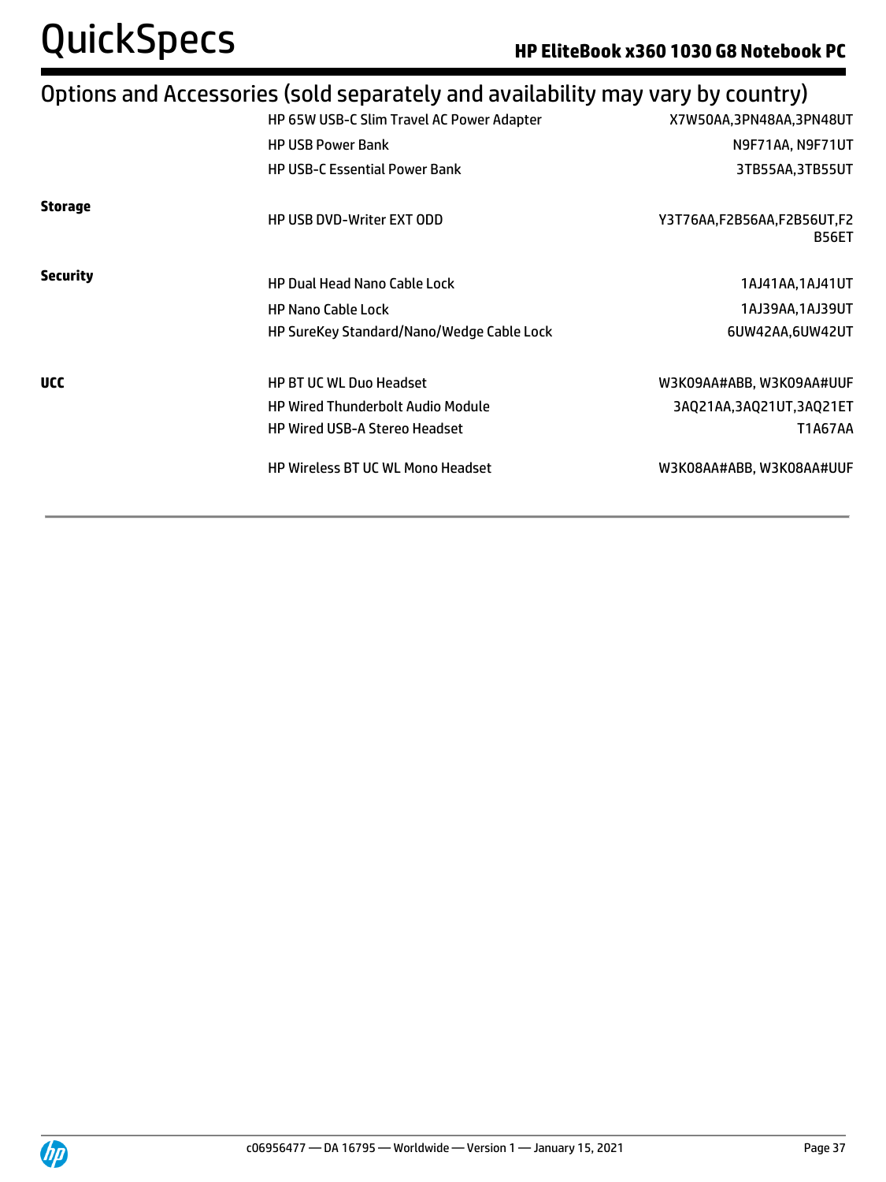## Options and Accessories (sold separately and availability may vary by country)

| | | |
|---|---|---|
| | HP 65W USB-C Slim Travel AC Power Adapter | X7W50AA,3PN48AA,3PN48UT |
| | HP USB Power Bank | N9F71AA, N9F71UT |
| | HP USB-C Essential Power Bank | 3TB55AA,3TB55UT |
| **Storage** | HP USB DVD-Writer EXT ODD | Y3T76AA,F2B56AA,F2B56UT,F2B56ET |
| **Security** | HP Dual Head Nano Cable Lock | 1AJ41AA,1AJ41UT |
| | HP Nano Cable Lock | 1AJ39AA,1AJ39UT |
| | HP SureKey Standard/Nano/Wedge Cable Lock | 6UW42AA,6UW42UT |
| **UCC** | HP BT UC WL Duo Headset | W3K09AA#ABB, W3K09AA#UUF |
| | HP Wired Thunderbolt Audio Module | 3AQ21AA,3AQ21UT,3AQ21ET |
| | HP Wired USB-A Stereo Headset | T1A67AA |
| | HP Wireless BT UC WL Mono Headset | W3K08AA#ABB, W3K08AA#UUF |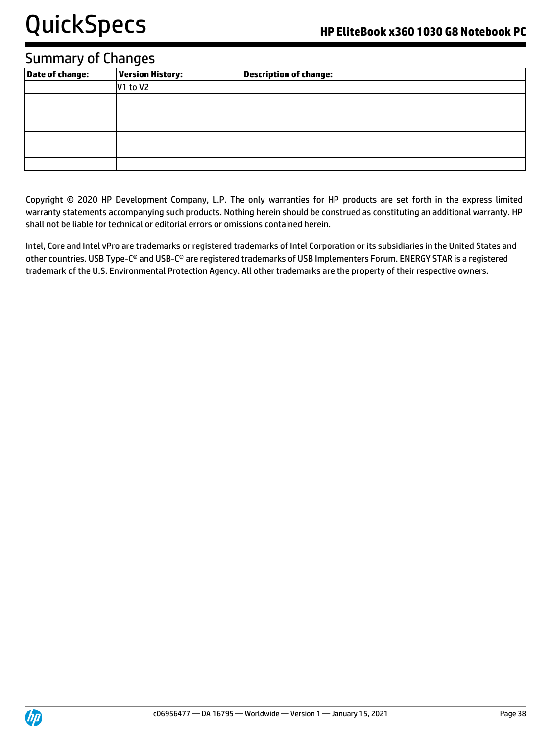## Summary of Changes

| Date of change: | Version History: | | Description of change: |
|---|---|---|---|
| | V1 to V2 | | |
| | | | |
| | | | |
| | | | |
| | | | |
| | | | |
| | | | |

Copyright © 2020 HP Development Company, L.P. The only warranties for HP products are set forth in the express limited warranty statements accompanying such products. Nothing herein should be construed as constituting an additional warranty. HP shall not be liable for technical or editorial errors or omissions contained herein.

Intel, Core and Intel vPro are trademarks or registered trademarks of Intel Corporation or its subsidiaries in the United States and other countries. USB Type-C® and USB-C® are registered trademarks of USB Implementers Forum. ENERGY STAR is a registered trademark of the U.S. Environmental Protection Agency. All other trademarks are the property of their respective owners.